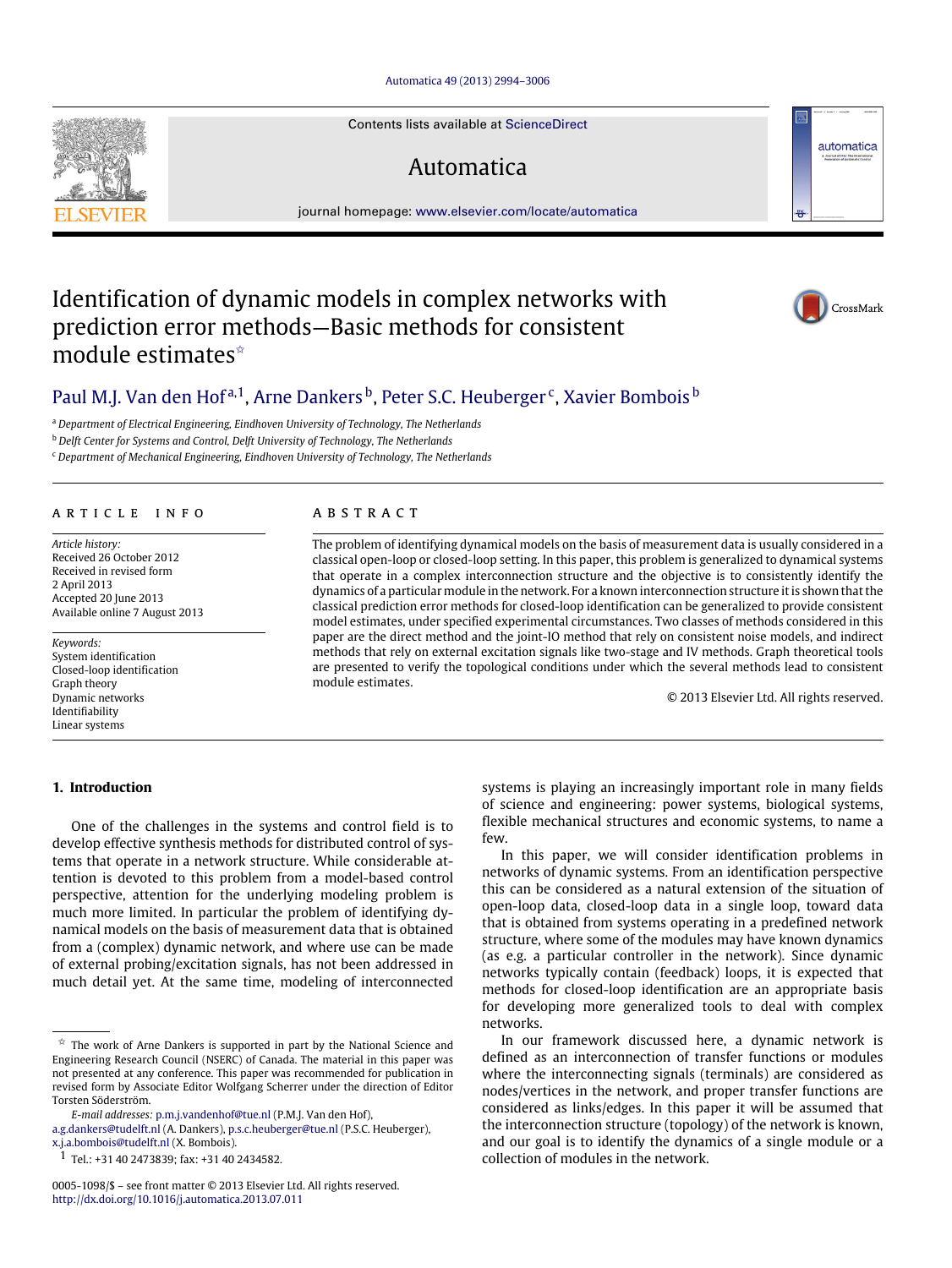# Identification of dynamic models in complex networks with prediction error methods—Basic methods for consistent module estimates[☆]

Paul M.J. Van den Hof [a,1], Arne Dankers [b], Peter S.C. Heuberger [c], Xavier Bombois [b]

[a] Department of Electrical Engineering, Eindhoven University of Technology, The Netherlands

[b] Delft Center for Systems and Control, Delft University of Technology, The Netherlands

[c] Department of Mechanical Engineering, Eindhoven University of Technology, The Netherlands

## ARTICLE INFO

*Article history:*
Received 26 October 2012
Received in revised form
2 April 2013
Accepted 20 June 2013
Available online 7 August 2013

*Keywords:*
System identification
Closed-loop identification
Graph theory
Dynamic networks
Identifiability
Linear systems

## ABSTRACT

The problem of identifying dynamical models on the basis of measurement data is usually considered in a classical open-loop or closed-loop setting. In this paper, this problem is generalized to dynamical systems that operate in a complex interconnection structure and the objective is to consistently identify the dynamics of a particular module in the network. For a known interconnection structure it is shown that the classical prediction error methods for closed-loop identification can be generalized to provide consistent model estimates, under specified experimental circumstances. Two classes of methods considered in this paper are the direct method and the joint-IO method that rely on consistent noise models, and indirect methods that rely on external excitation signals like two-stage and IV methods. Graph theoretical tools are presented to verify the topological conditions under which the several methods lead to consistent module estimates.

© 2013 Elsevier Ltd. All rights reserved.

## 1. Introduction

One of the challenges in the systems and control field is to develop effective synthesis methods for distributed control of systems that operate in a network structure. While considerable attention is devoted to this problem from a model-based control perspective, attention for the underlying modeling problem is much more limited. In particular the problem of identifying dynamical models on the basis of measurement data that is obtained from a (complex) dynamic network, and where use can be made of external probing/excitation signals, has not been addressed in much detail yet. At the same time, modeling of interconnected systems is playing an increasingly important role in many fields of science and engineering: power systems, biological systems, flexible mechanical structures and economic systems, to name a few.

In this paper, we will consider identification problems in networks of dynamic systems. From an identification perspective this can be considered as a natural extension of the situation of open-loop data, closed-loop data in a single loop, toward data that is obtained from systems operating in a predefined network structure, where some of the modules may have known dynamics (as e.g. a particular controller in the network). Since dynamic networks typically contain (feedback) loops, it is expected that methods for closed-loop identification are an appropriate basis for developing more generalized tools to deal with complex networks.

In our framework discussed here, a dynamic network is defined as an interconnection of transfer functions or modules where the interconnecting signals (terminals) are considered as nodes/vertices in the network, and proper transfer functions are considered as links/edges. In this paper it will be assumed that the interconnection structure (topology) of the network is known, and our goal is to identify the dynamics of a single module or a collection of modules in the network.

---

[☆] The work of Arne Dankers is supported in part by the National Science and Engineering Research Council (NSERC) of Canada. The material in this paper was not presented at any conference. This paper was recommended for publication in revised form by Associate Editor Wolfgang Scherrer under the direction of Editor Torsten Söderström.

*E-mail addresses:* p.m.j.vandenhof@tue.nl (P.M.J. Van den Hof), a.g.dankers@tudelft.nl (A. Dankers), p.s.c.heuberger@tue.nl (P.S.C. Heuberger), x.j.a.bombois@tudelft.nl (X. Bombois).

[1] Tel.: +31 40 2473839; fax: +31 40 2434582.

0005-1098/$ – see front matter © 2013 Elsevier Ltd. All rights reserved.
http://dx.doi.org/10.1016/j.automatica.2013.07.011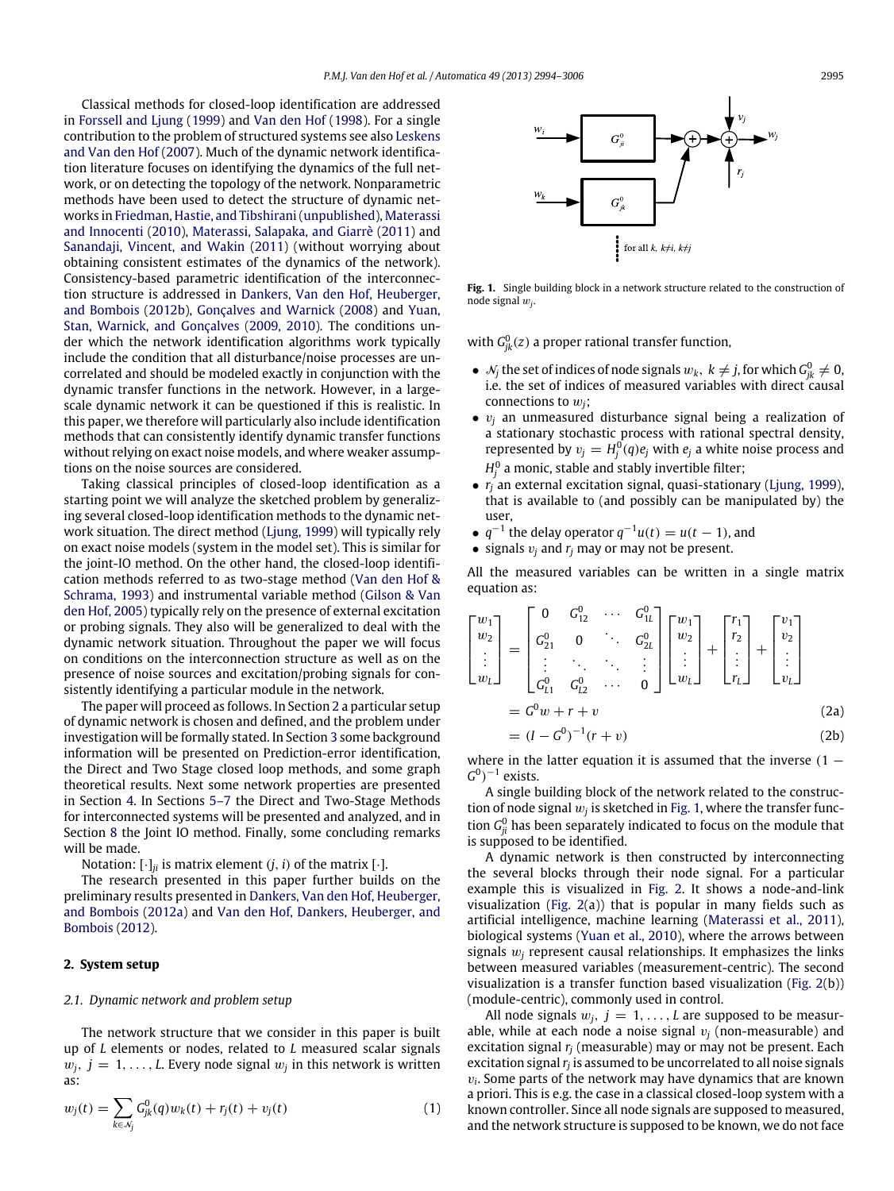Classical methods for closed-loop identification are addressed in Forssell and Ljung (1999) and Van den Hof (1998). For a single contribution to the problem of structured systems see also Leskens and Van den Hof (2007). Much of the dynamic network identification literature focuses on identifying the dynamics of the full network, or on detecting the topology of the network. Nonparametric methods have been used to detect the structure of dynamic networks in Friedman, Hastie, and Tibshirani (unpublished), Materassi and Innocenti (2010), Materassi, Salapaka, and Giarrè (2011) and Sanandaji, Vincent, and Wakin (2011) (without worrying about obtaining consistent estimates of the dynamics of the network). Consistency-based parametric identification of the interconnection structure is addressed in Dankers, Van den Hof, Heuberger, and Bombois (2012b), Gonçalves and Warnick (2008) and Yuan, Stan, Warnick, and Gonçalves (2009, 2010). The conditions under which the network identification algorithms work typically include the condition that all disturbance/noise processes are uncorrelated and should be modeled exactly in conjunction with the dynamic transfer functions in the network. However, in a large-scale dynamic network it can be questioned if this is realistic. In this paper, we therefore will particularly also include identification methods that can consistently identify dynamic transfer functions without relying on exact noise models, and where weaker assumptions on the noise sources are considered.

Taking classical principles of closed-loop identification as a starting point we will analyze the sketched problem by generalizing several closed-loop identification methods to the dynamic network situation. The direct method (Ljung, 1999) will typically rely on exact noise models (system in the model set). This is similar for the joint-IO method. On the other hand, the closed-loop identification methods referred to as two-stage method (Van den Hof & Schrama, 1993) and instrumental variable method (Gilson & Van den Hof, 2005) typically rely on the presence of external excitation or probing signals. They also will be generalized to deal with the dynamic network situation. Throughout the paper we will focus on conditions on the interconnection structure as well as on the presence of noise sources and excitation/probing signals for consistently identifying a particular module in the network.

The paper will proceed as follows. In Section 2 a particular setup of dynamic network is chosen and defined, and the problem under investigation will be formally stated. In Section 3 some background information will be presented on Prediction-error identification, the Direct and Two Stage closed loop methods, and some graph theoretical results. Next some network properties are presented in Section 4. In Sections 5–7 the Direct and Two-Stage Methods for interconnected systems will be presented and analyzed, and in Section 8 the Joint IO method. Finally, some concluding remarks will be made.

Notation: $[\cdot]_{ji}$ is matrix element $(j, i)$ of the matrix $[\cdot]$.

The research presented in this paper further builds on the preliminary results presented in Dankers, Van den Hof, Heuberger, and Bombois (2012a) and Van den Hof, Dankers, Heuberger, and Bombois (2012).

## 2. System setup

### 2.1. Dynamic network and problem setup

The network structure that we consider in this paper is built up of $L$ elements or nodes, related to $L$ measured scalar signals $w_j$, $j = 1, \ldots, L$. Every node signal $w_j$ in this network is written as:

$$w_j(t) = \sum_{k \in \mathcal{N}_j} G^0_{jk}(q) w_k(t) + r_j(t) + v_j(t) \tag{1}$$

Fig. 1. Single building block in a network structure related to the construction of node signal $w_j$.

with $G^0_{jk}(z)$ a proper rational transfer function,

- $\mathcal{N}_j$ the set of indices of node signals $w_k$, $k \neq j$, for which $G^0_{jk} \neq 0$, i.e. the set of indices of measured variables with direct causal connections to $w_j$;
- $v_j$ an unmeasured disturbance signal being a realization of a stationary stochastic process with rational spectral density, represented by $v_j = H^0_j(q)e_j$ with $e_j$ a white noise process and $H^0_j$ a monic, stable and stably invertible filter;
- $r_j$ an external excitation signal, quasi-stationary (Ljung, 1999), that is available to (and possibly can be manipulated by) the user,
- $q^{-1}$ the delay operator $q^{-1}u(t) = u(t-1)$, and
- signals $v_j$ and $r_j$ may or may not be present.

All the measured variables can be written in a single matrix equation as:

$$\begin{bmatrix} w_1 \\ w_2 \\ \vdots \\ w_L \end{bmatrix} = \begin{bmatrix} 0 & G^0_{12} & \cdots & G^0_{1L} \\ G^0_{21} & 0 & \ddots & G^0_{2L} \\ \vdots & \ddots & \ddots & \vdots \\ G^0_{L1} & G^0_{L2} & \cdots & 0 \end{bmatrix} \begin{bmatrix} w_1 \\ w_2 \\ \vdots \\ w_L \end{bmatrix} + \begin{bmatrix} r_1 \\ r_2 \\ \vdots \\ r_L \end{bmatrix} + \begin{bmatrix} v_1 \\ v_2 \\ \vdots \\ v_L \end{bmatrix}$$

$$= G^0 w + r + v \tag{2a}$$

$$= (I - G^0)^{-1}(r + v) \tag{2b}$$

where in the latter equation it is assumed that the inverse $(1 - G^0)^{-1}$ exists.

A single building block of the network related to the construction of node signal $w_j$ is sketched in Fig. 1, where the transfer function $G^0_{ji}$ has been separately indicated to focus on the module that is supposed to be identified.

A dynamic network is then constructed by interconnecting the several blocks through their node signal. For a particular example this is visualized in Fig. 2. It shows a node-and-link visualization (Fig. 2(a)) that is popular in many fields such as artificial intelligence, machine learning (Materassi et al., 2011), biological systems (Yuan et al., 2010), where the arrows between signals $w_j$ represent causal relationships. It emphasizes the links between measured variables (measurement-centric). The second visualization is a transfer function based visualization (Fig. 2(b)) (module-centric), commonly used in control.

All node signals $w_j$, $j = 1, \ldots, L$ are supposed to be measurable, while at each node a noise signal $v_j$ (non-measurable) and excitation signal $r_j$ (measurable) may or may not be present. Each excitation signal $r_j$ is assumed to be uncorrelated to all noise signals $v_i$. Some parts of the network may have dynamics that are known a priori. This is e.g. the case in a classical closed-loop system with a known controller. Since all node signals are supposed to measured, and the network structure is supposed to be known, we do not face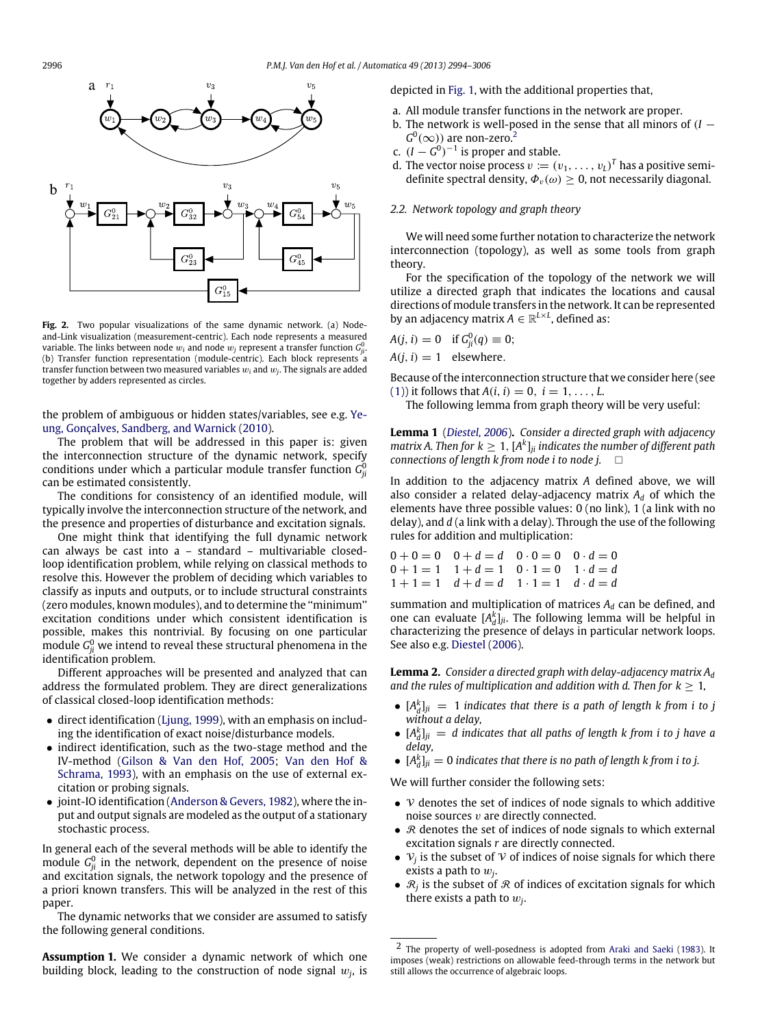**Fig. 2.** Two popular visualizations of the same dynamic network. (a) Node-and-Link visualization (measurement-centric). Each node represents a measured variable. The links between node $w_i$ and node $w_j$ represent a transfer function $G^0_{ji}$. (b) Transfer function representation (module-centric). Each block represents a transfer function between two measured variables $w_i$ and $w_j$. The signals are added together by adders represented as circles.

the problem of ambiguous or hidden states/variables, see e.g. Yeung, Gonçalves, Sandberg, and Warnick (2010).

The problem that will be addressed in this paper is: given the interconnection structure of the dynamic network, specify conditions under which a particular module transfer function $G^0_{ji}$ can be estimated consistently.

The conditions for consistency of an identified module, will typically involve the interconnection structure of the network, and the presence and properties of disturbance and excitation signals.

One might think that identifying the full dynamic network can always be cast into a – standard – multivariable closed-loop identification problem, while relying on classical methods to resolve this. However the problem of deciding which variables to classify as inputs and outputs, or to include structural constraints (zero modules, known modules), and to determine the "minimum" excitation conditions under which consistent identification is possible, makes this nontrivial. By focusing on one particular module $G^0_{ji}$ we intend to reveal these structural phenomena in the identification problem.

Different approaches will be presented and analyzed that can address the formulated problem. They are direct generalizations of classical closed-loop identification methods:

- direct identification (Ljung, 1999), with an emphasis on including the identification of exact noise/disturbance models.
- indirect identification, such as the two-stage method and the IV-method (Gilson & Van den Hof, 2005; Van den Hof & Schrama, 1993), with an emphasis on the use of external excitation or probing signals.
- joint-IO identification (Anderson & Gevers, 1982), where the input and output signals are modeled as the output of a stationary stochastic process.

In general each of the several methods will be able to identify the module $G^0_{ji}$ in the network, dependent on the presence of noise and excitation signals, the network topology and the presence of a priori known transfers. This will be analyzed in the rest of this paper.

The dynamic networks that we consider are assumed to satisfy the following general conditions.

**Assumption 1.** We consider a dynamic network of which one building block, leading to the construction of node signal $w_j$, is depicted in Fig. 1, with the additional properties that,

a. All module transfer functions in the network are proper.
b. The network is well-posed in the sense that all minors of $(I - G^0(\infty))$ are non-zero.[2]
c. $(I - G^0)^{-1}$ is proper and stable.
d. The vector noise process $v := (v_1, \ldots, v_L)^T$ has a positive semi-definite spectral density, $\Phi_v(\omega) \geq 0$, not necessarily diagonal.

### 2.2. Network topology and graph theory

We will need some further notation to characterize the network interconnection (topology), as well as some tools from graph theory.

For the specification of the topology of the network we will utilize a directed graph that indicates the locations and causal directions of module transfers in the network. It can be represented by an adjacency matrix $A \in \mathbb{R}^{L \times L}$, defined as:

$$A(j, i) = 0 \quad \text{if } G^0_{ji}(q) \equiv 0;$$

$$A(j, i) = 1 \quad \text{elsewhere.}$$

Because of the interconnection structure that we consider here (see (1)) it follows that $A(i, i) = 0,\ i = 1, \ldots, L$.

The following lemma from graph theory will be very useful:

**Lemma 1** (*Diestel, 2006*). *Consider a directed graph with adjacency matrix A. Then for $k \geq 1$, $[A^k]_{ji}$ indicates the number of different path connections of length k from node i to node j.* $\square$

In addition to the adjacency matrix $A$ defined above, we will also consider a related delay-adjacency matrix $A_d$ of which the elements have three possible values: 0 (no link), 1 (a link with no delay), and $d$ (a link with a delay). Through the use of the following rules for addition and multiplication:

$$\begin{array}{llll} 0+0=0 & 0+d=d & 0\cdot 0=0 & 0\cdot d=0 \\ 0+1=1 & 1+d=1 & 0\cdot 1=0 & 1\cdot d=d \\ 1+1=1 & d+d=d & 1\cdot 1=1 & d\cdot d=d \end{array}$$

summation and multiplication of matrices $A_d$ can be defined, and one can evaluate $[A_d^k]_{ji}$. The following lemma will be helpful in characterizing the presence of delays in particular network loops. See also e.g. Diestel (2006).

**Lemma 2.** *Consider a directed graph with delay-adjacency matrix $A_d$ and the rules of multiplication and addition with d. Then for $k \geq 1$,*

- *$[A_d^k]_{ji} = 1$ indicates that there is a path of length k from i to j without a delay,*
- *$[A_d^k]_{ji} = d$ indicates that all paths of length k from i to j have a delay,*
- *$[A_d^k]_{ji} = 0$ indicates that there is no path of length k from i to j.*

We will further consider the following sets:

- $\mathcal{V}$ denotes the set of indices of node signals to which additive noise sources $v$ are directly connected.
- $\mathcal{R}$ denotes the set of indices of node signals to which external excitation signals $r$ are directly connected.
- $\mathcal{V}_j$ is the subset of $\mathcal{V}$ of indices of noise signals for which there exists a path to $w_j$.
- $\mathcal{R}_j$ is the subset of $\mathcal{R}$ of indices of excitation signals for which there exists a path to $w_j$.

[2] The property of well-posedness is adopted from Araki and Saeki (1983). It imposes (weak) restrictions on allowable feed-through terms in the network but still allows the occurrence of algebraic loops.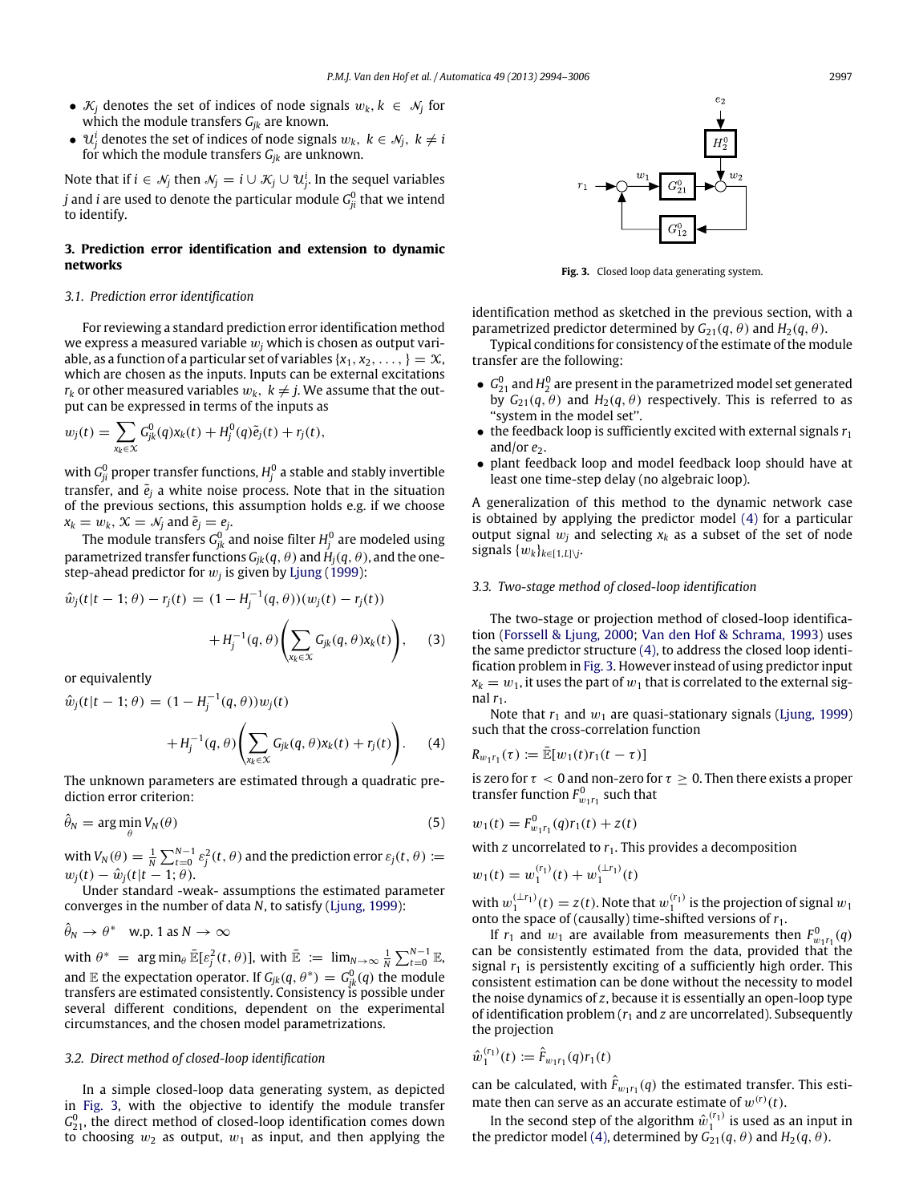- $\mathcal{K}_j$ denotes the set of indices of node signals $w_k$, $k \in \mathcal{N}_j$ for which the module transfers $G_{jk}$ are known.
- $\mathcal{U}_j^i$ denotes the set of indices of node signals $w_k$, $k \in \mathcal{N}_j$, $k \neq i$ for which the module transfers $G_{jk}$ are unknown.

Note that if $i \in \mathcal{N}_j$ then $\mathcal{N}_j = i \cup \mathcal{K}_j \cup \mathcal{U}_j^i$. In the sequel variables $j$ and $i$ are used to denote the particular module $G_{ji}^0$ that we intend to identify.

## 3. Prediction error identification and extension to dynamic networks

### 3.1. Prediction error identification

For reviewing a standard prediction error identification method we express a measured variable $w_j$ which is chosen as output variable, as a function of a particular set of variables $\{x_1, x_2, \ldots, \} = \mathcal{X}$, which are chosen as the inputs. Inputs can be external excitations $r_k$ or other measured variables $w_k$, $k \neq j$. We assume that the output can be expressed in terms of the inputs as

$$w_j(t) = \sum_{x_k \in \mathcal{X}} G_{jk}^0(q) x_k(t) + H_j^0(q)\tilde{e}_j(t) + r_j(t),$$

with $G_{ji}^0$ proper transfer functions, $H_j^0$ a stable and stably invertible transfer, and $\tilde{e}_j$ a white noise process. Note that in the situation of the previous sections, this assumption holds e.g. if we choose $x_k = w_k$, $\mathcal{X} = \mathcal{N}_j$ and $\tilde{e}_j = e_j$.

The module transfers $G_{jk}^0$ and noise filter $H_j^0$ are modeled using parametrized transfer functions $G_{jk}(q, \theta)$ and $H_j(q, \theta)$, and the one-step-ahead predictor for $w_j$ is given by Ljung (1999):

$$\hat{w}_j(t|t-1;\theta) - r_j(t) = (1 - H_j^{-1}(q,\theta))(w_j(t) - r_j(t)) + H_j^{-1}(q,\theta)\left(\sum_{x_k \in \mathcal{X}} G_{jk}(q,\theta)x_k(t)\right), \quad (3)$$

or equivalently

$$\hat{w}_j(t|t-1;\theta) = (1 - H_j^{-1}(q,\theta))w_j(t) + H_j^{-1}(q,\theta)\left(\sum_{x_k \in \mathcal{X}} G_{jk}(q,\theta)x_k(t) + r_j(t)\right). \quad (4)$$

The unknown parameters are estimated through a quadratic prediction error criterion:

$$\hat{\theta}_N = \arg\min_{\theta} V_N(\theta) \quad (5)$$

with $V_N(\theta) = \frac{1}{N}\sum_{t=0}^{N-1} \varepsilon_j^2(t,\theta)$ and the prediction error $\varepsilon_j(t,\theta) := w_j(t) - \hat{w}_j(t|t-1;\theta)$.

Under standard -weak- assumptions the estimated parameter converges in the number of data $N$, to satisfy (Ljung, 1999):

$$\hat{\theta}_N \to \theta^* \quad \text{w.p. 1 as } N \to \infty$$

with $\theta^* = \arg\min_\theta \bar{\mathbb{E}}[\varepsilon_j^2(t,\theta)]$, with $\bar{\mathbb{E}} := \lim_{N\to\infty} \frac{1}{N}\sum_{t=0}^{N-1} \mathbb{E}$, and $\mathbb{E}$ the expectation operator. If $G_{jk}(q,\theta^*) = G_{jk}^0(q)$ the module transfers are estimated consistently. Consistency is possible under several different conditions, dependent on the experimental circumstances, and the chosen model parametrizations.

### 3.2. Direct method of closed-loop identification

In a simple closed-loop data generating system, as depicted in Fig. 3, with the objective to identify the module transfer $G_{21}^0$, the direct method of closed-loop identification comes down to choosing $w_2$ as output, $w_1$ as input, and then applying the identification method as sketched in the previous section, with a parametrized predictor determined by $G_{21}(q,\theta)$ and $H_2(q,\theta)$.

Fig. 3. Closed loop data generating system.

Typical conditions for consistency of the estimate of the module transfer are the following:

- $G_{21}^0$ and $H_2^0$ are present in the parametrized model set generated by $G_{21}(q,\theta)$ and $H_2(q,\theta)$ respectively. This is referred to as "system in the model set".
- the feedback loop is sufficiently excited with external signals $r_1$ and/or $e_2$.
- plant feedback loop and model feedback loop should have at least one time-step delay (no algebraic loop).

A generalization of this method to the dynamic network case is obtained by applying the predictor model (4) for a particular output signal $w_j$ and selecting $x_k$ as a subset of the set of node signals $\{w_k\}_{k\in[1,L]\setminus j}$.

### 3.3. Two-stage method of closed-loop identification

The two-stage or projection method of closed-loop identification (Forssell & Ljung, 2000; Van den Hof & Schrama, 1993) uses the same predictor structure (4), to address the closed loop identification problem in Fig. 3. However instead of using predictor input $x_k = w_1$, it uses the part of $w_1$ that is correlated to the external signal $r_1$.

Note that $r_1$ and $w_1$ are quasi-stationary signals (Ljung, 1999) such that the cross-correlation function

$$R_{w_1r_1}(\tau) := \bar{\mathbb{E}}[w_1(t)r_1(t-\tau)]$$

is zero for $\tau < 0$ and non-zero for $\tau \geq 0$. Then there exists a proper transfer function $F_{w_1r_1}^0$ such that

$$w_1(t) = F_{w_1r_1}^0(q)r_1(t) + z(t)$$

with $z$ uncorrelated to $r_1$. This provides a decomposition

$$w_1(t) = w_1^{(r_1)}(t) + w_1^{(\perp r_1)}(t)$$

with $w_1^{(\perp r_1)}(t) = z(t)$. Note that $w_1^{(r_1)}$ is the projection of signal $w_1$ onto the space of (causally) time-shifted versions of $r_1$.

If $r_1$ and $w_1$ are available from measurements then $F_{w_1r_1}^0(q)$ can be consistently estimated from the data, provided that the signal $r_1$ is persistently exciting of a sufficiently high order. This consistent estimation can be done without the necessity to model the noise dynamics of $z$, because it is essentially an open-loop type of identification problem ($r_1$ and $z$ are uncorrelated). Subsequently the projection

$$\hat{w}_1^{(r_1)}(t) := \hat{F}_{w_1r_1}(q)r_1(t)$$

can be calculated, with $\hat{F}_{w_1r_1}(q)$ the estimated transfer. This estimate then can serve as an accurate estimate of $w^{(r)}(t)$.

In the second step of the algorithm $\hat{w}_1^{(r_1)}$ is used as an input in the predictor model (4), determined by $G_{21}(q,\theta)$ and $H_2(q,\theta)$.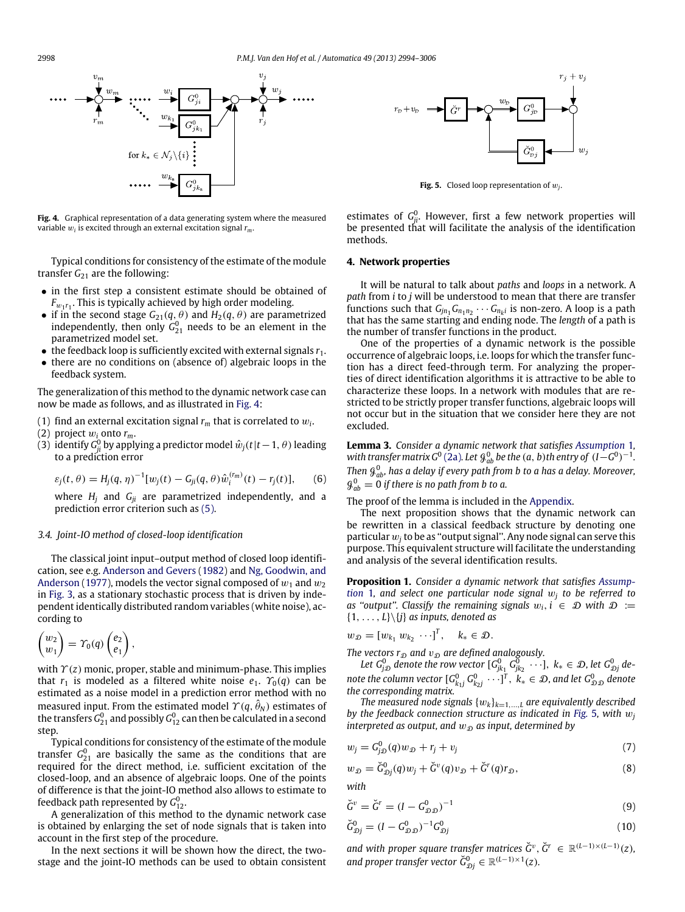Fig. 4. Graphical representation of a data generating system where the measured variable $w_i$ is excited through an external excitation signal $r_m$.

Typical conditions for consistency of the estimate of the module transfer $G_{21}$ are the following:

- in the first step a consistent estimate should be obtained of $F_{w_1 r_1}$. This is typically achieved by high order modeling.
- if in the second stage $G_{21}(q,\theta)$ and $H_2(q,\theta)$ are parametrized independently, then only $G_{21}^0$ needs to be an element in the parametrized model set.
- the feedback loop is sufficiently excited with external signals $r_1$.
- there are no conditions on (absence of) algebraic loops in the feedback system.

The generalization of this method to the dynamic network case can now be made as follows, and as illustrated in Fig. 4:

(1) find an external excitation signal $r_m$ that is correlated to $w_i$.
(2) project $w_i$ onto $r_m$.
(3) identify $G_{ji}^0$ by applying a predictor model $\hat{w}_j(t|t-1,\theta)$ leading to a prediction error

$$\varepsilon_j(t,\theta) = H_j(q,\eta)^{-1}[w_j(t) - G_{ji}(q,\theta)\hat{w}_i^{(r_m)}(t) - r_j(t)], \qquad (6)$$

where $H_j$ and $G_{ji}$ are parametrized independently, and a prediction error criterion such as (5).

### 3.4. Joint-IO method of closed-loop identification

The classical joint input–output method of closed loop identification, see e.g. Anderson and Gevers (1982) and Ng, Goodwin, and Anderson (1977), models the vector signal composed of $w_1$ and $w_2$ in Fig. 3, as a stationary stochastic process that is driven by independent identically distributed random variables (white noise), according to

$$\begin{pmatrix} w_2 \\ w_1 \end{pmatrix} = \Upsilon_0(q)\begin{pmatrix} e_2 \\ e_1 \end{pmatrix},$$

with $\Upsilon(z)$ monic, proper, stable and minimum-phase. This implies that $r_1$ is modeled as a filtered white noise $e_1$. $\Upsilon_0(q)$ can be estimated as a noise model in a prediction error method with no measured input. From the estimated model $\Upsilon(q,\hat{\theta}_N)$ estimates of the transfers $G_{21}^0$ and possibly $G_{12}^0$ can then be calculated in a second step.

Typical conditions for consistency of the estimate of the module transfer $G_{21}^0$ are basically the same as the conditions that are required for the direct method, i.e. sufficient excitation of the closed-loop, and an absence of algebraic loops. One of the points of difference is that the joint-IO method also allows to estimate to feedback path represented by $G_{12}^0$.

A generalization of this method to the dynamic network case is obtained by enlarging the set of node signals that is taken into account in the first step of the procedure.

In the next sections it will be shown how the direct, the two-stage and the joint-IO methods can be used to obtain consistent estimates of $G_{ji}^0$. However, first a few network properties will be presented that will facilitate the analysis of the identification methods.

Fig. 5. Closed loop representation of $w_j$.

## 4. Network properties

It will be natural to talk about *paths* and *loops* in a network. A *path* from $i$ to $j$ will be understood to mean that there are transfer functions such that $G_{jn_1}G_{n_1n_2}\cdots G_{n_k i}$ is non-zero. A loop is a path that has the same starting and ending node. The *length* of a path is the number of transfer functions in the product.

One of the properties of a dynamic network is the possible occurrence of algebraic loops, i.e. loops for which the transfer function has a direct feed-through term. For analyzing the properties of direct identification algorithms it is attractive to be able to characterize these loops. In a network with modules that are restricted to be strictly proper transfer functions, algebraic loops will not occur but in the situation that we consider here they are not excluded.

**Lemma 3.** *Consider a dynamic network that satisfies Assumption 1, with transfer matrix $G^0$ (2a). Let $\mathcal{G}_{ab}^0$ be the $(a,b)$th entry of $(I-G^0)^{-1}$. Then $\mathcal{G}_{ab}^0$, has a delay if every path from $b$ to $a$ has a delay. Moreover, $\mathcal{G}_{ab}^0 = 0$ if there is no path from $b$ to $a$.*

The proof of the lemma is included in the Appendix.

The next proposition shows that the dynamic network can be rewritten in a classical feedback structure by denoting one particular $w_j$ to be as "output signal". Any node signal can serve this purpose. This equivalent structure will facilitate the understanding and analysis of the several identification results.

**Proposition 1.** *Consider a dynamic network that satisfies Assumption 1, and select one particular node signal $w_j$ to be referred to as "output". Classify the remaining signals $w_i$, $i \in \mathcal{D}$ with $\mathcal{D} := \{1,\ldots,L\}\backslash\{j\}$ as inputs, denoted as*

$$w_{\mathcal{D}} = [w_{k_1}\ w_{k_2}\ \cdots]^T, \quad k_* \in \mathcal{D}.$$

*The vectors $r_{\mathcal{D}}$ and $v_{\mathcal{D}}$ are defined analogously.*

*Let $G_{j\mathcal{D}}^0$ denote the row vector $[G_{jk_1}^0\ G_{jk_2}^0\ \cdots]$, $k_* \in \mathcal{D}$, let $G_{\mathcal{D}j}^0$ denote the column vector $[G_{k_1 j}^0\ G_{k_2 j}^0\ \cdots]^T$, $k_* \in \mathcal{D}$, and let $G_{\mathcal{D}\mathcal{D}}^0$ denote the corresponding matrix.*

*The measured node signals $\{w_k\}_{k=1,\ldots,L}$ are equivalently described by the feedback connection structure as indicated in Fig. 5, with $w_j$ interpreted as output, and $w_{\mathcal{D}}$ as input, determined by*

$$w_j = G_{j\mathcal{D}}^0(q)w_{\mathcal{D}} + r_j + v_j \qquad (7)$$

$$w_{\mathcal{D}} = \breve{G}_{\mathcal{D}j}^0(q)w_j + \breve{G}^v(q)v_{\mathcal{D}} + \breve{G}^r(q)r_{\mathcal{D}}, \qquad (8)$$

*with*

$$\breve{G}^v = \breve{G}^r = (I - G_{\mathcal{D}\mathcal{D}}^0)^{-1} \qquad (9)$$

$$\breve{G}_{\mathcal{D}j}^0 = (I - G_{\mathcal{D}\mathcal{D}}^0)^{-1}G_{\mathcal{D}j}^0 \qquad (10)$$

*and with proper square transfer matrices $\breve{G}^v, \breve{G}^r \in \mathbb{R}^{(L-1)\times(L-1)}(z)$, and proper transfer vector $\breve{G}_{\mathcal{D}j}^0 \in \mathbb{R}^{(L-1)\times 1}(z)$.*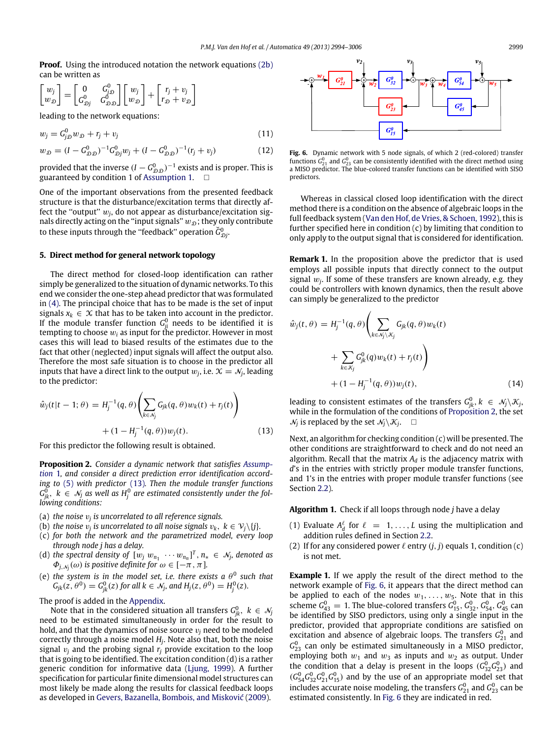**Proof.** Using the introduced notation the network equations (2b) can be written as

$$\begin{bmatrix} w_j \\ w_{\mathcal{D}} \end{bmatrix} = \begin{bmatrix} 0 & G^0_{j\mathcal{D}} \\ G^0_{\mathcal{D}j} & G^0_{\mathcal{D}\mathcal{D}} \end{bmatrix} \begin{bmatrix} w_j \\ w_{\mathcal{D}} \end{bmatrix} + \begin{bmatrix} r_j + v_j \\ r_{\mathcal{D}} + v_{\mathcal{D}} \end{bmatrix}$$

leading to the network equations:

$$w_j = G^0_{j\mathcal{D}} w_{\mathcal{D}} + r_j + v_j \tag{11}$$

$$w_{\mathcal{D}} = (I - G^0_{\mathcal{D}\mathcal{D}})^{-1} G^0_{\mathcal{D}j} w_j + (I - G^0_{\mathcal{D}\mathcal{D}})^{-1} (r_j + v_j) \tag{12}$$

provided that the inverse $(I - G^0_{\mathcal{D}\mathcal{D}})^{-1}$ exists and is proper. This is guaranteed by condition 1 of Assumption 1. □

One of the important observations from the presented feedback structure is that the disturbance/excitation terms that directly affect the "output" $w_j$, do not appear as disturbance/excitation signals directly acting on the "input signals" $w_{\mathcal{D}}$; they only contribute to these inputs through the "feedback" operation $\breve{G}^0_{\mathcal{D}j}$.

## 5. Direct method for general network topology

The direct method for closed-loop identification can rather simply be generalized to the situation of dynamic networks. To this end we consider the one-step ahead predictor that was formulated in (4). The principal choice that has to be made is the set of input signals $x_k \in \mathcal{X}$ that has to be taken into account in the predictor. If the module transfer function $G^0_{ji}$ needs to be identified it is tempting to choose $w_i$ as input for the predictor. However in most cases this will lead to biased results of the estimates due to the fact that other (neglected) input signals will affect the output also. Therefore the most safe situation is to choose in the predictor all inputs that have a direct link to the output $w_j$, i.e. $\mathcal{X} = \mathcal{N}_j$, leading to the predictor:

$$\hat{w}_j(t|t-1;\theta) = H_j^{-1}(q,\theta)\left(\sum_{k\in\mathcal{N}_j} G_{jk}(q,\theta)w_k(t) + r_j(t)\right) + (1 - H_j^{-1}(q,\theta))w_j(t). \tag{13}$$

For this predictor the following result is obtained.

**Proposition 2.** *Consider a dynamic network that satisfies Assumption 1, and consider a direct prediction error identification according to (5) with predictor (13). Then the module transfer functions $G^0_{jk}$, $k \in \mathcal{N}_j$ as well as $H^0_j$ are estimated consistently under the following conditions:*

(a) *the noise $v_j$ is uncorrelated to all reference signals.*
(b) *the noise $v_j$ is uncorrelated to all noise signals $v_k$, $k \in \mathcal{V}_j \backslash \{j\}$.*
(c) *for both the network and the parametrized model, every loop through node $j$ has a delay.*
(d) *the spectral density of $[w_j \; w_{n_1} \; \cdots w_{n_n}]^T$, $n_* \in \mathcal{N}_j$, denoted as $\Phi_{j,\mathcal{N}_j}(\omega)$ is positive definite for $\omega \in [-\pi, \pi]$.*
(e) *the system is in the model set, i.e. there exists a $\theta^0$ such that $G_{jk}(z,\theta^0) = G^0_{jk}(z)$ for all $k \in \mathcal{N}_j$, and $H_j(z,\theta^0) = H^0_j(z)$.*

The proof is added in the Appendix.

Note that in the considered situation all transfers $G^0_{jk}$, $k \in \mathcal{N}_j$ need to be estimated simultaneously in order for the result to hold, and that the dynamics of noise source $v_j$ need to be modeled correctly through a noise model $H_j$. Note also that, both the noise signal $v_j$ and the probing signal $r_j$ provide excitation to the loop that is going to be identified. The excitation condition (d) is a rather generic condition for informative data (Ljung, 1999). A further specification for particular finite dimensional model structures can most likely be made along the results for classical feedback loops as developed in Gevers, Bazanella, Bombois, and Misković (2009).

**Fig. 6.** Dynamic network with 5 node signals, of which 2 (red-colored) transfer functions $G^0_{21}$ and $G^0_{23}$ can be consistently identified with the direct method using a MISO predictor. The blue-colored transfer functions can be identified with SISO predictors.

Whereas in classical closed loop identification with the direct method there is a condition on the absence of algebraic loops in the full feedback system (Van den Hof, de Vries, & Schoen, 1992), this is further specified here in condition (c) by limiting that condition to only apply to the output signal that is considered for identification.

**Remark 1.** In the proposition above the predictor that is used employs all possible inputs that directly connect to the output signal $w_j$. If some of these transfers are known already, e.g. they could be controllers with known dynamics, then the result above can simply be generalized to the predictor

$$\hat{w}_j(t,\theta) = H_j^{-1}(q,\theta)\left(\sum_{k\in\mathcal{N}_j\backslash\mathcal{K}_j} G_{jk}(q,\theta)w_k(t) + \sum_{k\in\mathcal{K}_j} G^0_{jk}(q)w_k(t) + r_j(t)\right) + (1 - H_j^{-1}(q,\theta))w_j(t), \tag{14}$$

leading to consistent estimates of the transfers $G^0_{jk}$, $k \in \mathcal{N}_j \backslash \mathcal{K}_j$, while in the formulation of the conditions of Proposition 2, the set $\mathcal{N}_j$ is replaced by the set $\mathcal{N}_j \backslash \mathcal{K}_j$. □

Next, an algorithm for checking condition (c) will be presented. The other conditions are straightforward to check and do not need an algorithm. Recall that the matrix $A_d$ is the adjacency matrix with $d$'s in the entries with strictly proper module transfer functions, and 1's in the entries with proper module transfer functions (see Section 2.2).

**Algorithm 1.** Check if all loops through node $j$ have a delay

(1) Evaluate $A^\ell_d$ for $\ell = 1, \ldots, L$ using the multiplication and addition rules defined in Section 2.2.
(2) If for any considered power $\ell$ entry $(j, j)$ equals 1, condition (c) is not met.

**Example 1.** If we apply the result of the direct method to the network example of Fig. 6, it appears that the direct method can be applied to each of the nodes $w_1, \ldots, w_5$. Note that in this scheme $G^0_{43} = 1$. The blue-colored transfers $G^0_{15}$, $G^0_{32}$, $G^0_{54}$, $G^0_{45}$ can be identified by SISO predictors, using only a single input in the predictor, provided that appropriate conditions are satisfied on excitation and absence of algebraic loops. The transfers $G^0_{21}$ and $G^0_{23}$ can only be estimated simultaneously in a MISO predictor, employing both $w_1$ and $w_3$ as inputs and $w_2$ as output. Under the condition that a delay is present in the loops $(G^0_{32}G^0_{23})$ and $(G^0_{54}G^0_{32}G^0_{21}G^0_{15})$ and by the use of an appropriate model set that includes accurate noise modeling, the transfers $G^0_{21}$ and $G^0_{23}$ can be estimated consistently. In Fig. 6 they are indicated in red.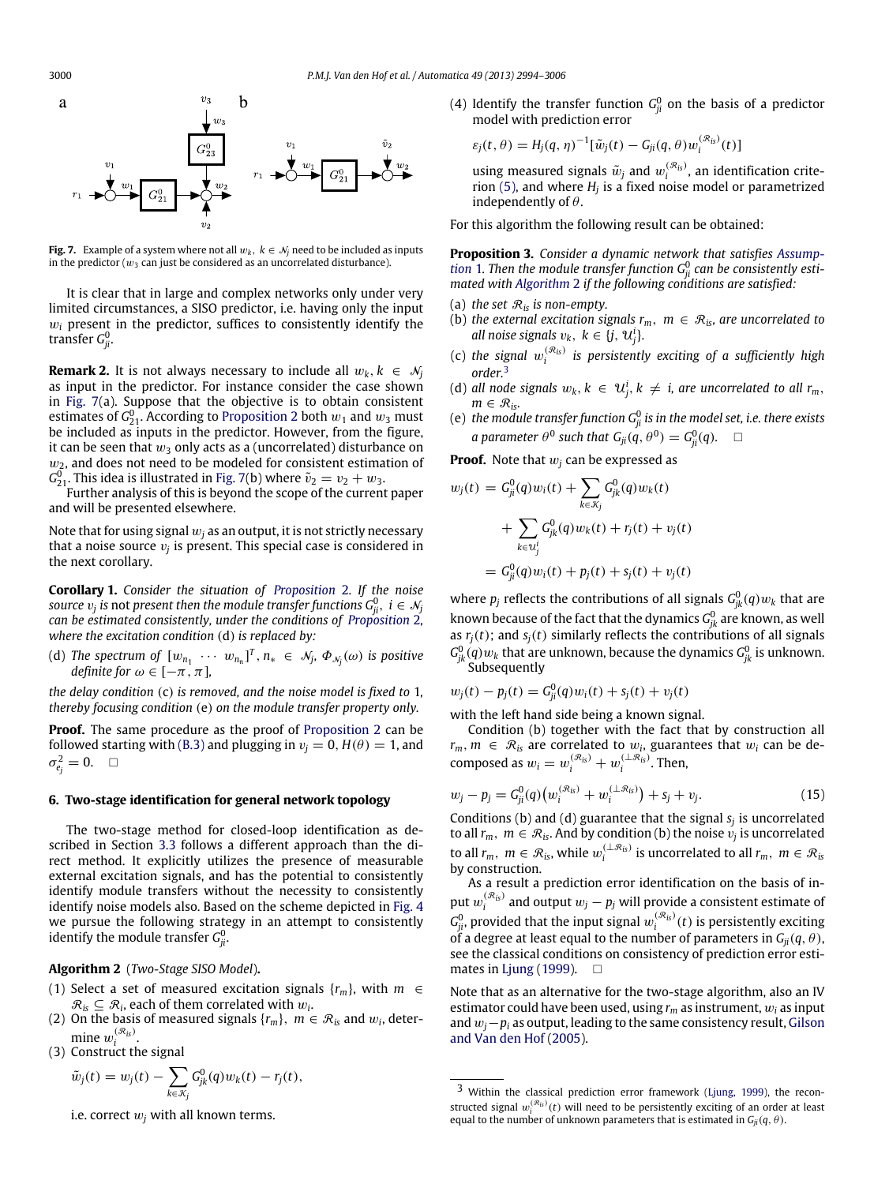Fig. 7. Example of a system where not all $w_k,\ k \in \mathcal{N}_j$ need to be included as inputs in the predictor ($w_3$ can just be considered as an uncorrelated disturbance).

It is clear that in large and complex networks only under very limited circumstances, a SISO predictor, i.e. having only the input $w_i$ present in the predictor, suffices to consistently identify the transfer $G^0_{ji}$.

**Remark 2.** It is not always necessary to include all $w_k,\ k \in \mathcal{N}_j$ as input in the predictor. For instance consider the case shown in Fig. 7(a). Suppose that the objective is to obtain consistent estimates of $G^0_{21}$. According to Proposition 2 both $w_1$ and $w_3$ must be included as inputs in the predictor. However, from the figure, it can be seen that $w_3$ only acts as a (uncorrelated) disturbance on $w_2$, and does not need to be modeled for consistent estimation of $G^0_{21}$. This idea is illustrated in Fig. 7(b) where $\tilde{v}_2 = v_2 + w_3$.

Further analysis of this is beyond the scope of the current paper and will be presented elsewhere.

Note that for using signal $w_j$ as an output, it is not strictly necessary that a noise source $v_j$ is present. This special case is considered in the next corollary.

**Corollary 1.** *Consider the situation of Proposition 2. If the noise source $v_j$ is not present then the module transfer functions $G^0_{ji},\ i \in \mathcal{N}_j$ can be estimated consistently, under the conditions of Proposition 2, where the excitation condition* (d) *is replaced by:*

(d) *The spectrum of $[w_{n_1}\ \cdots\ w_{n_n}]^T,\ n_* \in \mathcal{N}_j,\ \Phi_{\mathcal{N}_j}(\omega)$ is positive definite for $\omega \in [-\pi, \pi]$,*

*the delay condition* (c) *is removed, and the noise model is fixed to* 1*, thereby focusing condition* (e) *on the module transfer property only.*

**Proof.** The same procedure as the proof of Proposition 2 can be followed starting with (B.3) and plugging in $v_j = 0$, $H(\theta) = 1$, and $\sigma^2_{e_j} = 0$. $\square$

## 6. Two-stage identification for general network topology

The two-stage method for closed-loop identification as described in Section 3.3 follows a different approach than the direct method. It explicitly utilizes the presence of measurable external excitation signals, and has the potential to consistently identify module transfers without the necessity to consistently identify noise models also. Based on the scheme depicted in Fig. 4 we pursue the following strategy in an attempt to consistently identify the module transfer $G^0_{ji}$.

**Algorithm 2** (*Two-Stage SISO Model*)**.**

(1) Select a set of measured excitation signals $\{r_m\}$, with $m \in \mathcal{R}_{is} \subseteq \mathcal{R}_i$, each of them correlated with $w_i$.
(2) On the basis of measured signals $\{r_m\}$, $m \in \mathcal{R}_{is}$ and $w_i$, determine $w_i^{(\mathcal{R}_{is})}$.
(3) Construct the signal

$$\tilde{w}_j(t) = w_j(t) - \sum_{k \in \mathcal{K}_j} G^0_{jk}(q) w_k(t) - r_j(t),$$

i.e. correct $w_j$ with all known terms.

(4) Identify the transfer function $G^0_{ji}$ on the basis of a predictor model with prediction error

$$\varepsilon_j(t, \theta) = H_j(q, \eta)^{-1}[\tilde{w}_j(t) - G_{ji}(q, \theta) w_i^{(\mathcal{R}_{is})}(t)]$$

using measured signals $\tilde{w}_j$ and $w_i^{(\mathcal{R}_{is})}$, an identification criterion (5), and where $H_j$ is a fixed noise model or parametrized independently of $\theta$.

For this algorithm the following result can be obtained:

**Proposition 3.** *Consider a dynamic network that satisfies Assumption 1. Then the module transfer function $G^0_{ji}$ can be consistently estimated with Algorithm 2 if the following conditions are satisfied:*

(a) *the set $\mathcal{R}_{is}$ is non-empty.*
(b) *the external excitation signals $r_m,\ m \in \mathcal{R}_{is}$, are uncorrelated to all noise signals $v_k,\ k \in \{j, \mathcal{U}^i_j\}$.*
(c) *the signal $w_i^{(\mathcal{R}_{is})}$ is persistently exciting of a sufficiently high order.*[3]
(d) *all node signals $w_k,\ k \in \mathcal{U}^i_j,\ k \neq i$, are uncorrelated to all $r_m$, $m \in \mathcal{R}_{is}$.*
(e) *the module transfer function $G^0_{ji}$ is in the model set, i.e. there exists a parameter $\theta^0$ such that $G_{ji}(q, \theta^0) = G^0_{ji}(q)$.* $\square$

**Proof.** Note that $w_j$ can be expressed as

$$\begin{aligned} w_j(t) &= G^0_{ji}(q) w_i(t) + \sum_{k \in \mathcal{K}_j} G^0_{jk}(q) w_k(t) \\ &\quad + \sum_{k \in \mathcal{U}^i_j} G^0_{jk}(q) w_k(t) + r_j(t) + v_j(t) \\ &= G^0_{ji}(q) w_i(t) + p_j(t) + s_j(t) + v_j(t) \end{aligned}$$

where $p_j$ reflects the contributions of all signals $G^0_{jk}(q) w_k$ that are known because of the fact that the dynamics $G^0_{jk}$ are known, as well as $r_j(t)$; and $s_j(t)$ similarly reflects the contributions of all signals $G^0_{jk}(q) w_k$ that are unknown, because the dynamics $G^0_{jk}$ is unknown. Subsequently

$$w_j(t) - p_j(t) = G^0_{ji}(q) w_i(t) + s_j(t) + v_j(t)$$

with the left hand side being a known signal.

Condition (b) together with the fact that by construction all $r_m,\ m \in \mathcal{R}_{is}$ are correlated to $w_i$, guarantees that $w_i$ can be decomposed as $w_i = w_i^{(\mathcal{R}_{is})} + w_i^{(\perp \mathcal{R}_{is})}$. Then,

$$w_j - p_j = G^0_{ji}(q)\big(w_i^{(\mathcal{R}_{is})} + w_i^{(\perp \mathcal{R}_{is})}\big) + s_j + v_j. \tag{15}$$

Conditions (b) and (d) guarantee that the signal $s_j$ is uncorrelated to all $r_m,\ m \in \mathcal{R}_{is}$. And by condition (b) the noise $v_j$ is uncorrelated to all $r_m,\ m \in \mathcal{R}_{is}$, while $w_i^{(\perp \mathcal{R}_{is})}$ is uncorrelated to all $r_m,\ m \in \mathcal{R}_{is}$ by construction.

As a result a prediction error identification on the basis of input $w_i^{(\mathcal{R}_{is})}$ and output $w_j - p_j$ will provide a consistent estimate of $G^0_{ji}$, provided that the input signal $w_i^{(\mathcal{R}_{is})}(t)$ is persistently exciting of a degree at least equal to the number of parameters in $G_{ji}(q, \theta)$, see the classical conditions on consistency of prediction error estimates in Ljung (1999). $\square$

Note that as an alternative for the two-stage algorithm, also an IV estimator could have been used, using $r_m$ as instrument, $w_i$ as input and $w_j - p_i$ as output, leading to the same consistency result, Gilson and Van den Hof (2005).

[3] Within the classical prediction error framework (Ljung, 1999), the reconstructed signal $w_i^{(\mathcal{R}_{is})}(t)$ will need to be persistently exciting of an order at least equal to the number of unknown parameters that is estimated in $G_{ji}(q, \theta)$.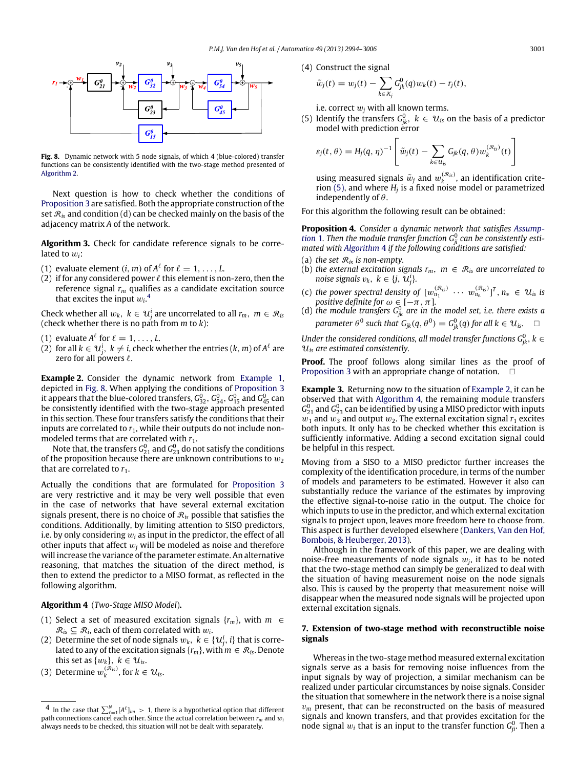Fig. 8. Dynamic network with 5 node signals, of which 4 (blue-colored) transfer functions can be consistently identified with the two-stage method presented of Algorithm 2.

Next question is how to check whether the conditions of Proposition 3 are satisfied. Both the appropriate construction of the set $\mathcal{R}_{is}$ and condition (d) can be checked mainly on the basis of the adjacency matrix $A$ of the network.

**Algorithm 3.** Check for candidate reference signals to be correlated to $w_i$:

(1) evaluate element $(i, m)$ of $A^\ell$ for $\ell = 1, \ldots, L$.
(2) if for any considered power $\ell$ this element is non-zero, then the reference signal $r_m$ qualifies as a candidate excitation source that excites the input $w_i$.[4]

Check whether all $w_k$, $k \in \mathcal{U}_j^i$ are uncorrelated to all $r_m$, $m \in \mathcal{R}_{is}$ (check whether there is no path from $m$ to $k$):

(1) evaluate $A^\ell$ for $\ell = 1, \ldots, L$.
(2) for all $k \in \mathcal{U}_j^i$, $k \neq i$, check whether the entries $(k, m)$ of $A^\ell$ are zero for all powers $\ell$.

**Example 2.** Consider the dynamic network from Example 1, depicted in Fig. 8. When applying the conditions of Proposition 3 it appears that the blue-colored transfers, $G_{32}^0$, $G_{54}^0$, $G_{15}^0$ and $G_{45}^0$ can be consistently identified with the two-stage approach presented in this section. These four transfers satisfy the conditions that their inputs are correlated to $r_1$, while their outputs do not include non-modeled terms that are correlated with $r_1$.

Note that, the transfers $G_{21}^0$ and $G_{23}^0$ do not satisfy the conditions of the proposition because there are unknown contributions to $w_2$ that are correlated to $r_1$.

Actually the conditions that are formulated for Proposition 3 are very restrictive and it may be very well possible that even in the case of networks that have several external excitation signals present, there is no choice of $\mathcal{R}_{is}$ possible that satisfies the conditions. Additionally, by limiting attention to SISO predictors, i.e. by only considering $w_i$ as input in the predictor, the effect of all other inputs that affect $w_j$ will be modeled as noise and therefore will increase the variance of the parameter estimate. An alternative reasoning, that matches the situation of the direct method, is then to extend the predictor to a MISO format, as reflected in the following algorithm.

**Algorithm 4** (*Two-Stage MISO Model*).

(1) Select a set of measured excitation signals $\{r_m\}$, with $m \in \mathcal{R}_{is} \subseteq \mathcal{R}_i$, each of them correlated with $w_i$.
(2) Determine the set of node signals $w_k$, $k \in \{\mathcal{U}_j^i, i\}$ that is correlated to any of the excitation signals $\{r_m\}$, with $m \in \mathcal{R}_{is}$. Denote this set as $\{w_k\}$, $k \in \mathcal{U}_{is}$.
(3) Determine $w_k^{(\mathcal{R}_{is})}$, for $k \in \mathcal{U}_{is}$.
(4) Construct the signal

$$\tilde{w}_j(t) = w_j(t) - \sum_{k \in \mathcal{K}_j} G_{jk}^0(q) w_k(t) - r_j(t),$$

i.e. correct $w_j$ with all known terms.
(5) Identify the transfers $G_{jk}^0$, $k \in \mathcal{U}_{is}$ on the basis of a predictor model with prediction error

$$\varepsilon_j(t, \theta) = H_j(q, \eta)^{-1} \left[ \tilde{w}_j(t) - \sum_{k \in \mathcal{U}_{is}} G_{jk}(q, \theta) w_k^{(\mathcal{R}_{is})}(t) \right]$$

using measured signals $\tilde{w}_j$ and $w_k^{(\mathcal{R}_{is})}$, an identification criterion (5), and where $H_j$ is a fixed noise model or parametrized independently of $\theta$.

For this algorithm the following result can be obtained:

**Proposition 4.** *Consider a dynamic network that satisfies Assumption 1. Then the module transfer function $G_{ji}^0$ can be consistently estimated with Algorithm 4 if the following conditions are satisfied:*

(a) *the set $\mathcal{R}_{is}$ is non-empty.*
(b) *the external excitation signals $r_m$, $m \in \mathcal{R}_{is}$ are uncorrelated to noise signals $v_k$, $k \in \{j, \mathcal{U}_j^i\}$.*
(c) *the power spectral density of $[w_{n_1}^{(\mathcal{R}_{is})} \ \cdots \ w_{n_n}^{(\mathcal{R}_{is})}]^T$, $n_* \in \mathcal{U}_{is}$ is positive definite for $\omega \in [-\pi, \pi]$.*
(d) *the module transfers $G_{jk}^0$ are in the model set, i.e. there exists a parameter $\theta^0$ such that $G_{jk}(q, \theta^0) = G_{jk}^0(q)$ for all $k \in \mathcal{U}_{is}$.* □

*Under the considered conditions, all model transfer functions $G_{jk}^0$, $k \in \mathcal{U}_{is}$ are estimated consistently.*

**Proof.** The proof follows along similar lines as the proof of Proposition 3 with an appropriate change of notation. □

**Example 3.** Returning now to the situation of Example 2, it can be observed that with Algorithm 4, the remaining module transfers $G_{21}^0$ and $G_{23}^0$ can be identified by using a MISO predictor with inputs $w_1$ and $w_3$ and output $w_2$. The external excitation signal $r_1$ excites both inputs. It only has to be checked whether this excitation is sufficiently informative. Adding a second excitation signal could be helpful in this respect.

Moving from a SISO to a MISO predictor further increases the complexity of the identification procedure, in terms of the number of models and parameters to be estimated. However it also can substantially reduce the variance of the estimates by improving the effective signal-to-noise ratio in the output. The choice for which inputs to use in the predictor, and which external excitation signals to project upon, leaves more freedom here to choose from. This aspect is further developed elsewhere (Dankers, Van den Hof, Bombois, & Heuberger, 2013).

Although in the framework of this paper, we are dealing with noise-free measurements of node signals $w_j$, it has to be noted that the two-stage method can simply be generalized to deal with the situation of having measurement noise on the node signals also. This is caused by the property that measurement noise will disappear when the measured node signals will be projected upon external excitation signals.

## 7. Extension of two-stage method with reconstructible noise signals

Whereas in the two-stage method measured external excitation signals serve as a basis for removing noise influences from the input signals by way of projection, a similar mechanism can be realized under particular circumstances by noise signals. Consider the situation that somewhere in the network there is a noise signal $v_m$ present, that can be reconstructed on the basis of measured signals and known transfers, and that provides excitation for the node signal $w_i$ that is an input to the transfer function $G_{ji}^0$. Then a

[4] In the case that $\sum_{\ell=1}^{N} [A^\ell]_{im} > 1$, there is a hypothetical option that different path connections cancel each other. Since the actual correlation between $r_m$ and $w_i$ always needs to be checked, this situation will not be dealt with separately.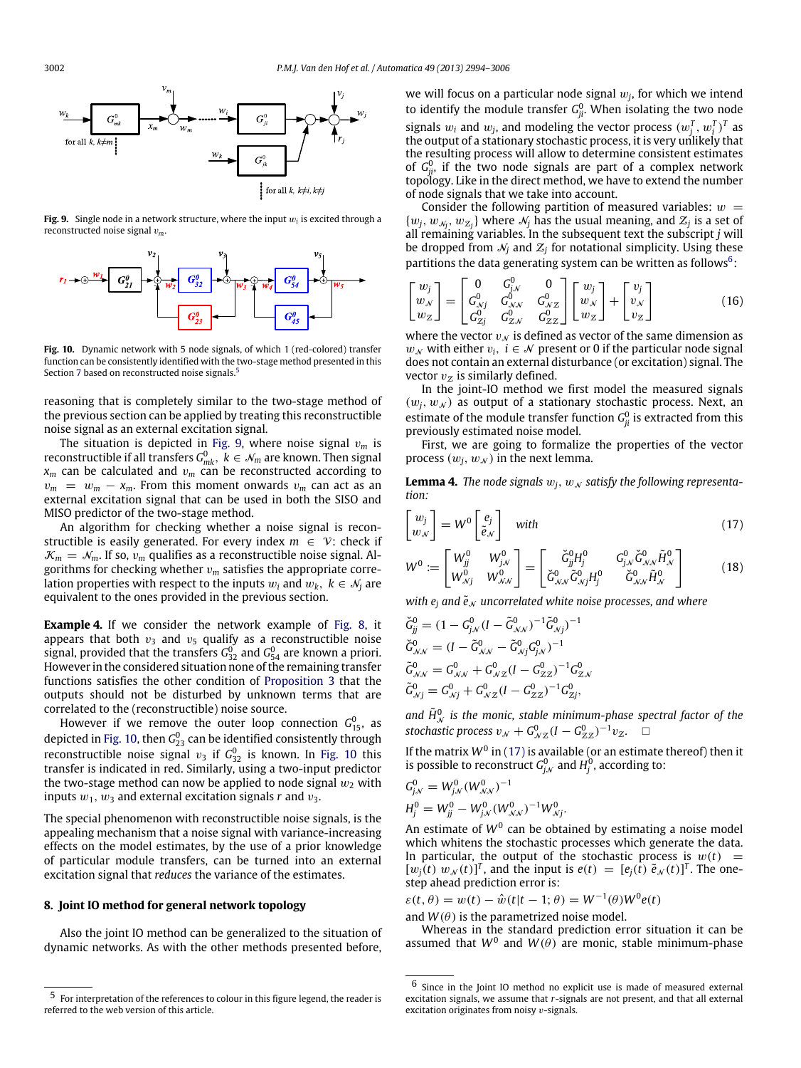Fig. 9. Single node in a network structure, where the input $w_i$ is excited through a reconstructed noise signal $v_m$.

Fig. 10. Dynamic network with 5 node signals, of which 1 (red-colored) transfer function can be consistently identified with the two-stage method presented in this Section 7 based on reconstructed noise signals.[5]

reasoning that is completely similar to the two-stage method of the previous section can be applied by treating this reconstructible noise signal as an external excitation signal.

The situation is depicted in Fig. 9, where noise signal $v_m$ is reconstructible if all transfers $G^0_{mk}$, $k \in \mathcal{N}_m$ are known. Then signal $x_m$ can be calculated and $v_m$ can be reconstructed according to $v_m = w_m - x_m$. From this moment onwards $v_m$ can act as an external excitation signal that can be used in both the SISO and MISO predictor of the two-stage method.

An algorithm for checking whether a noise signal is reconstructible is easily generated. For every index $m \in \mathcal{V}$: check if $\mathcal{K}_m = \mathcal{N}_m$. If so, $v_m$ qualifies as a reconstructible noise signal. Algorithms for checking whether $v_m$ satisfies the appropriate correlation properties with respect to the inputs $w_i$ and $w_k$, $k \in \mathcal{N}_j$ are equivalent to the ones provided in the previous section.

**Example 4.** If we consider the network example of Fig. 8, it appears that both $v_3$ and $v_5$ qualify as a reconstructible noise signal, provided that the transfers $G^0_{32}$ and $G^0_{54}$ are known a priori. However in the considered situation none of the remaining transfer functions satisfies the other condition of Proposition 3 that the outputs should not be disturbed by unknown terms that are correlated to the (reconstructible) noise source.

However if we remove the outer loop connection $G^0_{15}$, as depicted in Fig. 10, then $G^0_{23}$ can be identified consistently through reconstructible noise signal $v_3$ if $G^0_{32}$ is known. In Fig. 10 this transfer is indicated in red. Similarly, using a two-input predictor the two-stage method can now be applied to node signal $w_2$ with inputs $w_1$, $w_3$ and external excitation signals $r$ and $v_3$.

The special phenomenon with reconstructible noise signals, is the appealing mechanism that a noise signal with variance-increasing effects on the model estimates, by the use of a prior knowledge of particular module transfers, can be turned into an external excitation signal that *reduces* the variance of the estimates.

## 8. Joint IO method for general network topology

Also the joint IO method can be generalized to the situation of dynamic networks. As with the other methods presented before, we will focus on a particular node signal $w_j$, for which we intend to identify the module transfer $G^0_{ji}$. When isolating the two node signals $w_i$ and $w_j$, and modeling the vector process $(w_j^T, w_i^T)^T$ as the output of a stationary stochastic process, it is very unlikely that the resulting process will allow to determine consistent estimates of $G^0_{ji}$, if the two node signals are part of a complex network topology. Like in the direct method, we have to extend the number of node signals that we take into account.

Consider the following partition of measured variables: $w = \{w_j, w_{\mathcal{N}_j}, w_{\mathcal{Z}_j}\}$ where $\mathcal{N}_j$ has the usual meaning, and $\mathcal{Z}_j$ is a set of all remaining variables. In the subsequent text the subscript $j$ will be dropped from $\mathcal{N}_j$ and $\mathcal{Z}_j$ for notational simplicity. Using these partitions the data generating system can be written as follows[6]:

$$\begin{bmatrix} w_j \\ w_{\mathcal{N}} \\ w_{\mathcal{Z}} \end{bmatrix} = \begin{bmatrix} 0 & G^0_{j\mathcal{N}} & 0 \\ G^0_{\mathcal{N}j} & G^0_{\mathcal{N}\mathcal{N}} & G^0_{\mathcal{N}\mathcal{Z}} \\ G^0_{\mathcal{Z}j} & G^0_{\mathcal{Z}\mathcal{N}} & G^0_{\mathcal{Z}\mathcal{Z}} \end{bmatrix} \begin{bmatrix} w_j \\ w_{\mathcal{N}} \\ w_{\mathcal{Z}} \end{bmatrix} + \begin{bmatrix} v_j \\ v_{\mathcal{N}} \\ v_{\mathcal{Z}} \end{bmatrix} \tag{16}$$

where the vector $v_{\mathcal{N}}$ is defined as vector of the same dimension as $w_{\mathcal{N}}$ with either $v_i$, $i \in \mathcal{N}$ present or 0 if the particular node signal does not contain an external disturbance (or excitation) signal. The vector $v_{\mathcal{Z}}$ is similarly defined.

In the joint-IO method we first model the measured signals $(w_j, w_{\mathcal{N}})$ as output of a stationary stochastic process. Next, an estimate of the module transfer function $G^0_{ji}$ is extracted from this previously estimated noise model.

First, we are going to formalize the properties of the vector process $(w_j, w_{\mathcal{N}})$ in the next lemma.

**Lemma 4.** *The node signals $w_j$, $w_{\mathcal{N}}$ satisfy the following representation:*

$$\begin{bmatrix} w_j \\ w_{\mathcal{N}} \end{bmatrix} = W^0 \begin{bmatrix} e_j \\ \tilde{e}_{\mathcal{N}} \end{bmatrix} \quad \text{with} \tag{17}$$

$$W^0 := \begin{bmatrix} W^0_{jj} & W^0_{j\mathcal{N}} \\ W^0_{\mathcal{N}j} & W^0_{\mathcal{N}\mathcal{N}} \end{bmatrix} = \begin{bmatrix} \breve{G}^0_{jj} H^0_j & G^0_{j\mathcal{N}} \breve{G}^0_{\mathcal{N}\mathcal{N}} \tilde{H}^0_{\mathcal{N}} \\ \breve{G}^0_{\mathcal{N}\mathcal{N}} \tilde{G}^0_{\mathcal{N}j} H^0_j & \breve{G}^0_{\mathcal{N}\mathcal{N}} \tilde{H}^0_{\mathcal{N}} \end{bmatrix} \tag{18}$$

*with $e_j$ and $\tilde{e}_{\mathcal{N}}$ uncorrelated white noise processes, and where*

$$\breve{G}^0_{jj} = (1 - G^0_{j\mathcal{N}}(I - \tilde{G}^0_{\mathcal{N}\mathcal{N}})^{-1} \tilde{G}^0_{\mathcal{N}j})^{-1}$$

$$\breve{G}^0_{\mathcal{N}\mathcal{N}} = (I - \tilde{G}^0_{\mathcal{N}\mathcal{N}} - \tilde{G}^0_{\mathcal{N}j} G^0_{j\mathcal{N}})^{-1}$$

$$\tilde{G}^0_{\mathcal{N}\mathcal{N}} = G^0_{\mathcal{N}\mathcal{N}} + G^0_{\mathcal{N}\mathcal{Z}}(I - G^0_{\mathcal{Z}\mathcal{Z}})^{-1} G^0_{\mathcal{Z}\mathcal{N}}$$

$$\tilde{G}^0_{\mathcal{N}j} = G^0_{\mathcal{N}j} + G^0_{\mathcal{N}\mathcal{Z}}(I - G^0_{\mathcal{Z}\mathcal{Z}})^{-1} G^0_{\mathcal{Z}j},$$

*and $\tilde{H}^0_{\mathcal{N}}$ is the monic, stable minimum-phase spectral factor of the stochastic process $v_{\mathcal{N}} + G^0_{\mathcal{N}\mathcal{Z}}(I - G^0_{\mathcal{Z}\mathcal{Z}})^{-1} v_{\mathcal{Z}}$.* □

If the matrix $W^0$ in (17) is available (or an estimate thereof) then it is possible to reconstruct $G^0_{j\mathcal{N}}$ and $H^0_j$, according to:

$$G^0_{j\mathcal{N}} = W^0_{j\mathcal{N}} (W^0_{\mathcal{N}\mathcal{N}})^{-1}$$

$$H^0_j = W^0_{jj} - W^0_{j\mathcal{N}} (W^0_{\mathcal{N}\mathcal{N}})^{-1} W^0_{\mathcal{N}j}.$$

An estimate of $W^0$ can be obtained by estimating a noise model which whitens the stochastic processes which generate the data. In particular, the output of the stochastic process is $w(t) = [w_j(t) \; w_{\mathcal{N}}(t)]^T$, and the input is $e(t) = [e_j(t) \; \tilde{e}_{\mathcal{N}}(t)]^T$. The one-step ahead prediction error is:

$$\varepsilon(t, \theta) = w(t) - \hat{w}(t|t-1;\theta) = W^{-1}(\theta) W^0 e(t)$$

and $W(\theta)$ is the parametrized noise model.

Whereas in the standard prediction error situation it can be assumed that $W^0$ and $W(\theta)$ are monic, stable minimum-phase

[5] For interpretation of the references to colour in this figure legend, the reader is referred to the web version of this article.

[6] Since in the Joint IO method no explicit use is made of measured external excitation signals, we assume that $r$-signals are not present, and that all external excitation originates from noisy $v$-signals.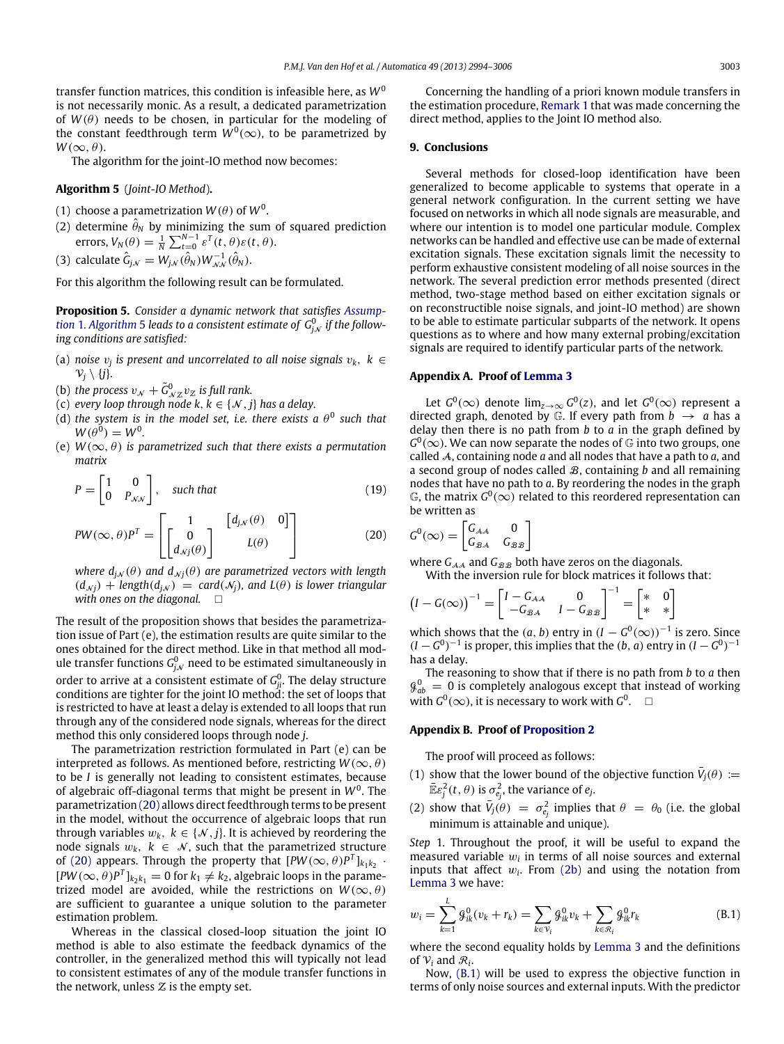transfer function matrices, this condition is infeasible here, as $W^0$ is not necessarily monic. As a result, a dedicated parametrization of $W(\theta)$ needs to be chosen, in particular for the modeling of the constant feedthrough term $W^0(\infty)$, to be parametrized by $W(\infty, \theta)$.

The algorithm for the joint-IO method now becomes:

**Algorithm 5** (*Joint-IO Method*).

(1) choose a parametrization $W(\theta)$ of $W^0$.
(2) determine $\hat{\theta}_N$ by minimizing the sum of squared prediction errors, $V_N(\theta) = \frac{1}{N}\sum_{t=0}^{N-1} \varepsilon^T(t,\theta)\varepsilon(t,\theta)$.
(3) calculate $\hat{G}_{j\mathcal{N}} = W_{j\mathcal{N}}(\hat{\theta}_N)W_{\mathcal{N}\mathcal{N}}^{-1}(\hat{\theta}_N)$.

For this algorithm the following result can be formulated.

**Proposition 5.** *Consider a dynamic network that satisfies Assumption 1. Algorithm 5 leads to a consistent estimate of $G^0_{j\mathcal{N}}$ if the following conditions are satisfied:*

(a) *noise $v_j$ is present and uncorrelated to all noise signals $v_k$, $k \in \mathcal{V}_j \setminus \{j\}$.*
(b) *the process $v_{\mathcal{N}} + \tilde{G}^0_{\mathcal{N}\mathcal{Z}} v_{\mathcal{Z}}$ is full rank.*
(c) *every loop through node $k$, $k \in \{\mathcal{N}, j\}$ has a delay.*
(d) *the system is in the model set, i.e. there exists a $\theta^0$ such that $W(\theta^0) = W^0$.*
(e) *$W(\infty, \theta)$ is parametrized such that there exists a permutation matrix*

$$P = \begin{bmatrix} 1 & 0 \\ 0 & P_{\mathcal{N}\mathcal{N}} \end{bmatrix}, \quad \text{such that} \tag{19}$$

$$PW(\infty,\theta)P^T = \begin{bmatrix} 1 & \begin{bmatrix} d_{j\mathcal{N}}(\theta) & 0 \end{bmatrix} \\ \begin{bmatrix} 0 \\ d_{\mathcal{N}j}(\theta) \end{bmatrix} & L(\theta) \end{bmatrix} \tag{20}$$

*where $d_{j\mathcal{N}}(\theta)$ and $d_{\mathcal{N}j}(\theta)$ are parametrized vectors with length $(d_{\mathcal{N}j}) + \text{length}(d_{j\mathcal{N}}) = \text{card}(\mathcal{N}_j)$, and $L(\theta)$ is lower triangular with ones on the diagonal.* □

The result of the proposition shows that besides the parametrization issue of Part (e), the estimation results are quite similar to the ones obtained for the direct method. Like in that method all module transfer functions $G^0_{j\mathcal{N}}$ need to be estimated simultaneously in order to arrive at a consistent estimate of $G^0_{ji}$. The delay structure conditions are tighter for the joint IO method: the set of loops that is restricted to have at least a delay is extended to all loops that run through any of the considered node signals, whereas for the direct method this only considered loops through node $j$.

The parametrization restriction formulated in Part (e) can be interpreted as follows. As mentioned before, restricting $W(\infty, \theta)$ to be $I$ is generally not leading to consistent estimates, because of algebraic off-diagonal terms that might be present in $W^0$. The parametrization (20) allows direct feedthrough terms to be present in the model, without the occurrence of algebraic loops that run through variables $w_k$, $k \in \{\mathcal{N}, j\}$. It is achieved by reordering the node signals $w_k$, $k \in \mathcal{N}$, such that the parametrized structure of (20) appears. Through the property that $[PW(\infty,\theta)P^T]_{k_1k_2} \cdot [PW(\infty,\theta)P^T]_{k_2k_1} = 0$ for $k_1 \neq k_2$, algebraic loops in the parametrized model are avoided, while the restrictions on $W(\infty, \theta)$ are sufficient to guarantee a unique solution to the parameter estimation problem.

Whereas in the classical closed-loop situation the joint IO method is able to also estimate the feedback dynamics of the controller, in the generalized method this will typically not lead to consistent estimates of any of the module transfer functions in the network, unless $\mathcal{Z}$ is the empty set.

Concerning the handling of a priori known module transfers in the estimation procedure, Remark 1 that was made concerning the direct method, applies to the Joint IO method also.

## 9. Conclusions

Several methods for closed-loop identification have been generalized to become applicable to systems that operate in a general network configuration. In the current setting we have focused on networks in which all node signals are measurable, and where our intention is to model one particular module. Complex networks can be handled and effective use can be made of external excitation signals. These excitation signals limit the necessity to perform exhaustive consistent modeling of all noise sources in the network. The several prediction error methods presented (direct method, two-stage method based on either excitation signals or on reconstructible noise signals, and joint-IO method) are shown to be able to estimate particular subparts of the network. It opens questions as to where and how many external probing/excitation signals are required to identify particular parts of the network.

## Appendix A. Proof of Lemma 3

Let $G^0(\infty)$ denote $\lim_{z\to\infty} G^0(z)$, and let $G^0(\infty)$ represent a directed graph, denoted by $\mathbb{G}$. If every path from $b \to a$ has a delay then there is no path from $b$ to $a$ in the graph defined by $G^0(\infty)$. We can now separate the nodes of $\mathbb{G}$ into two groups, one called $\mathcal{A}$, containing node $a$ and all nodes that have a path to $a$, and a second group of nodes called $\mathcal{B}$, containing $b$ and all remaining nodes that have no path to $a$. By reordering the nodes in the graph $\mathbb{G}$, the matrix $G^0(\infty)$ related to this reordered representation can be written as

$$G^0(\infty) = \begin{bmatrix} G_{\mathcal{A}\mathcal{A}} & 0 \\ G_{\mathcal{B}\mathcal{A}} & G_{\mathcal{B}\mathcal{B}} \end{bmatrix}$$

where $G_{\mathcal{A}\mathcal{A}}$ and $G_{\mathcal{B}\mathcal{B}}$ both have zeros on the diagonals.

With the inversion rule for block matrices it follows that:

$$\big(I - G(\infty)\big)^{-1} = \begin{bmatrix} I - G_{\mathcal{A}\mathcal{A}} & 0 \\ -G_{\mathcal{B}\mathcal{A}} & I - G_{\mathcal{B}\mathcal{B}} \end{bmatrix}^{-1} = \begin{bmatrix} * & 0 \\ * & * \end{bmatrix}$$

which shows that the $(a, b)$ entry in $(I - G^0(\infty))^{-1}$ is zero. Since $(I - G^0)^{-1}$ is proper, this implies that the $(b, a)$ entry in $(I - G^0)^{-1}$ has a delay.

The reasoning to show that if there is no path from $b$ to $a$ then $\mathcal{G}^0_{ab} = 0$ is completely analogous except that instead of working with $G^0(\infty)$, it is necessary to work with $G^0$. □

## Appendix B. Proof of Proposition 2

The proof will proceed as follows:

(1) show that the lower bound of the objective function $\bar{V}_j(\theta) := \bar{\mathbb{E}}\varepsilon_j^2(t,\theta)$ is $\sigma^2_{e_j}$, the variance of $e_j$.
(2) show that $\bar{V}_j(\theta) = \sigma^2_{e_j}$ implies that $\theta = \theta_0$ (i.e. the global minimum is attainable and unique).

*Step* 1. Throughout the proof, it will be useful to expand the measured variable $w_i$ in terms of all noise sources and external inputs that affect $w_i$. From (2b) and using the notation from Lemma 3 we have:

$$w_i = \sum_{k=1}^{L} \mathcal{G}^0_{ik}(v_k + r_k) = \sum_{k\in\mathcal{V}_i} \mathcal{G}^0_{ik} v_k + \sum_{k\in\mathcal{R}_i} \mathcal{G}^0_{ik} r_k \tag{B.1}$$

where the second equality holds by Lemma 3 and the definitions of $\mathcal{V}_i$ and $\mathcal{R}_i$.

Now, (B.1) will be used to express the objective function in terms of only noise sources and external inputs. With the predictor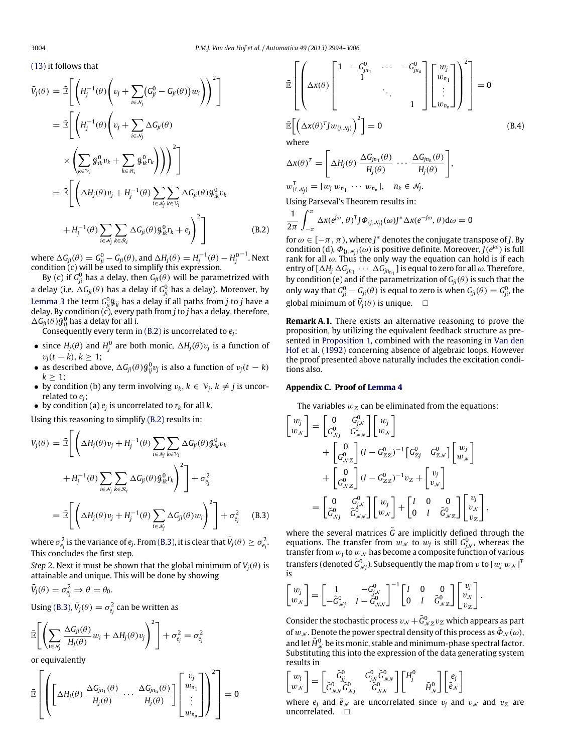(13) it follows that

$$
\begin{aligned}
\bar{V}_j(\theta) &= \bar{\mathbb{E}}\left[\left(H_j^{-1}(\theta)\left(v_j + \sum_{i\in\mathcal{N}_j}(G_{ji}^0 - G_{ji}(\theta))w_i\right)\right)^2\right] \\
&= \bar{\mathbb{E}}\left[\left(H_j^{-1}(\theta)\left(v_j + \sum_{i\in\mathcal{N}_j}\Delta G_{ji}(\theta)\right.\right.\right. \\
&\quad \left.\left.\left.\times\left(\sum_{k\in\mathcal{V}_i}\mathcal{G}_{ik}^0 v_k + \sum_{k\in\mathcal{R}_i}\mathcal{G}_{ik}^0 r_k\right)\right)\right)^2\right] \\
&= \bar{\mathbb{E}}\left[\left(\Delta H_j(\theta)v_j + H_j^{-1}(\theta)\sum_{i\in\mathcal{N}_j}\sum_{k\in\mathcal{V}_i}\Delta G_{ji}(\theta)\mathcal{G}_{ik}^0 v_k\right.\right. \\
&\quad \left.\left. + H_j^{-1}(\theta)\sum_{i\in\mathcal{N}_j}\sum_{k\in\mathcal{R}_i}\Delta G_{ji}(\theta)\mathcal{G}_{ik}^0 r_k + e_j\right)^2\right] \qquad \text{(B.2)}
\end{aligned}
$$

where $\Delta G_{ji}(\theta) = G_{ji}^0 - G_{ji}(\theta)$, and $\Delta H_j(\theta) = H_j^{-1}(\theta) - H_j^{0^{-1}}$. Next condition (c) will be used to simplify this expression.

By (c) if $G_{ji}^0$ has a delay, then $G_{ji}(\theta)$ will be parametrized with a delay (i.e. $\Delta G_{ji}(\theta)$ has a delay if $G_{ji}^0$ has a delay). Moreover, by Lemma 3 the term $G_{ji}^0\mathcal{G}_{ij}$ has a delay if all paths from $j$ to $j$ have a delay. By condition (c), every path from $j$ to $j$ has a delay, therefore, $\Delta G_{ji}(\theta)\mathcal{G}_{ij}^0$ has a delay for all $i$.

Consequently every term in (B.2) is uncorrelated to $e_j$:

- since $H_j(\theta)$ and $H_j^0$ are both monic, $\Delta H_j(\theta)v_j$ is a function of $v_j(t-k)$, $k \geq 1$;
- as described above, $\Delta G_{ji}(\theta)\mathcal{G}_{ij}^0 v_j$ is also a function of $v_j(t-k)$ $k \geq 1$;
- by condition (b) any term involving $v_k$, $k \in \mathcal{V}_j$, $k \neq j$ is uncorrelated to $e_j$;
- by condition (a) $e_j$ is uncorrelated to $r_k$ for all $k$.

Using this reasoning to simplify (B.2) results in:

$$
\begin{aligned}
\bar{V}_j(\theta) &= \bar{\mathbb{E}}\left[\left(\Delta H_j(\theta)v_j + H_j^{-1}(\theta)\sum_{i\in\mathcal{N}_j}\sum_{k\in\mathcal{V}_i}\Delta G_{ji}(\theta)\mathcal{G}_{ik}^0 v_k\right.\right. \\
&\quad \left.\left. + H_j^{-1}(\theta)\sum_{i\in\mathcal{N}_j}\sum_{k\in\mathcal{R}_i}\Delta G_{ji}(\theta)\mathcal{G}_{ik}^0 r_k\right)^2\right] + \sigma_{e_j}^2 \\
&= \bar{\mathbb{E}}\left[\left(\Delta H_j(\theta)v_j + H_j^{-1}(\theta)\sum_{i\in\mathcal{N}_j}\Delta G_{ji}(\theta)w_i\right)^2\right] + \sigma_{e_j}^2 \qquad \text{(B.3)}
\end{aligned}
$$

where $\sigma_{e_j}^2$ is the variance of $e_j$. From (B.3), it is clear that $\bar{V}_j(\theta) \geq \sigma_{e_j}^2$. This concludes the first step.

*Step* 2. Next it must be shown that the global minimum of $\bar{V}_j(\theta)$ is attainable and unique. This will be done by showing

$$\bar{V}_j(\theta) = \sigma_{e_j}^2 \Rightarrow \theta = \theta_0.$$

Using (B.3), $\bar{V}_j(\theta) = \sigma_{e_j}^2$ can be written as

$$\bar{\mathbb{E}}\left[\left(\sum_{i\in\mathcal{N}_j}\frac{\Delta G_{ji}(\theta)}{H_j(\theta)}w_i + \Delta H_j(\theta)v_j\right)^2\right] + \sigma_{e_j}^2 = \sigma_{e_j}^2$$

or equivalently

$$\bar{\mathbb{E}}\left[\left(\begin{bmatrix}\Delta H_j(\theta) & \frac{\Delta G_{jn_1}(\theta)}{H_j(\theta)} & \cdots & \frac{\Delta G_{jn_n}(\theta)}{H_j(\theta)}\end{bmatrix}\begin{bmatrix}v_j\\ w_{n_1}\\ \vdots \\ w_{n_n}\end{bmatrix}\right)^2\right] = 0$$

$$\bar{\mathbb{E}}\left[\left(\Delta x(\theta)\begin{bmatrix}1 & -G_{jn_1}^0 & \cdots & -G_{jn_n}^0\\ & 1 & & \\ & & \ddots & \\ & & & 1\end{bmatrix}\begin{bmatrix}w_j\\ w_{n_1}\\ \vdots\\ w_{n_n}\end{bmatrix}\right)^2\right] = 0$$

$$\bar{\mathbb{E}}\left[\left(\Delta x(\theta)^T J w_{\{j,\mathcal{N}_j\}}\right)^2\right] = 0 \qquad \text{(B.4)}$$

where

$$\Delta x(\theta)^T = \begin{bmatrix}\Delta H_j(\theta) & \frac{\Delta G_{jn_1}(\theta)}{H_j(\theta)} & \cdots & \frac{\Delta G_{jn_n}(\theta)}{H_j(\theta)}\end{bmatrix},$$

$w_{\{i,\mathcal{N}_j\}}^T = [w_j \; w_{n_1} \; \cdots \; w_{n_n}]$, $\quad n_k \in \mathcal{N}_j$.

Using Parseval's Theorem results in:

$$\frac{1}{2\pi}\int_{-\pi}^{\pi}\Delta x(e^{i\omega},\theta)^T J\Phi_{\{j,\mathcal{N}_j\}}(\omega)J^*\Delta x(e^{-j\omega},\theta)\mathrm{d}\omega = 0$$

for $\omega \in [-\pi, \pi)$, where $J^*$ denotes the conjugate transpose of $J$. By condition (d), $\Phi_{\{j,\mathcal{N}_j\}}(\omega)$ is positive definite. Moreover, $J(e^{i\omega})$ is full rank for all $\omega$. Thus the only way the equation can hold is if each entry of $[\Delta H_j \; \Delta G_{jn_1} \; \cdots \; \Delta G_{jn_{n_1}}]$ is equal to zero for all $\omega$. Therefore, by condition (e) and if the parametrization of $G_{ji}(\theta)$ is such that the only way that $G_{ji}^0 - G_{ji}(\theta)$ is equal to zero is when $G_{ji}(\theta) = G_{ji}^0$, the global minimum of $\bar{V}_j(\theta)$ is unique. □

**Remark A.1.** There exists an alternative reasoning to prove the proposition, by utilizing the equivalent feedback structure as presented in Proposition 1, combined with the reasoning in Van den Hof et al. (1992) concerning absence of algebraic loops. However the proof presented above naturally includes the excitation conditions also.

## Appendix C. Proof of Lemma 4

The variables $w_{\mathcal{Z}}$ can be eliminated from the equations:

$$
\begin{aligned}
\begin{bmatrix}w_j\\ w_{\mathcal{N}}\end{bmatrix} &= \begin{bmatrix}0 & G_{j\mathcal{N}}^0\\ G_{\mathcal{N}j}^0 & G_{\mathcal{N}\mathcal{N}}^0\end{bmatrix}\begin{bmatrix}w_j\\ w_{\mathcal{N}}\end{bmatrix} \\
&\quad + \begin{bmatrix}0\\ G_{\mathcal{N}\mathcal{Z}}^0\end{bmatrix}(I - G_{\mathcal{Z}\mathcal{Z}}^0)^{-1}\begin{bmatrix}G_{\mathcal{Z}j}^0 & G_{\mathcal{Z}\mathcal{N}}^0\end{bmatrix}\begin{bmatrix}w_j\\ w_{\mathcal{N}}\end{bmatrix} \\
&\quad + \begin{bmatrix}0\\ G_{\mathcal{N}\mathcal{Z}}^0\end{bmatrix}(I - G_{\mathcal{Z}\mathcal{Z}}^0)^{-1}v_{\mathcal{Z}} + \begin{bmatrix}v_j\\ v_{\mathcal{N}}\end{bmatrix} \\
&= \begin{bmatrix}0 & G_{j\mathcal{N}}^0\\ \tilde{G}_{\mathcal{N}j}^0 & \tilde{G}_{\mathcal{N}\mathcal{N}}^0\end{bmatrix}\begin{bmatrix}w_j\\ w_{\mathcal{N}}\end{bmatrix} + \begin{bmatrix}I & 0 & 0\\ 0 & I & \tilde{G}_{\mathcal{N}\mathcal{Z}}^0\end{bmatrix}\begin{bmatrix}v_j\\ v_{\mathcal{N}}\\ v_{\mathcal{Z}}\end{bmatrix},
\end{aligned}
$$

where the several matrices $\tilde{G}$ are implicitly defined through the equations. The transfer from $w_{\mathcal{N}}$ to $w_j$ is still $G_{j\mathcal{N}}^0$, whereas the transfer from $w_j$ to $w_{\mathcal{N}}$ has become a composite function of various transfers (denoted $\tilde{G}_{\mathcal{N}j}^0$). Subsequently the map from $v$ to $[w_j \; w_{\mathcal{N}}]^T$ is

$$\begin{bmatrix}w_j\\ w_{\mathcal{N}}\end{bmatrix} = \begin{bmatrix}1 & -G_{j\mathcal{N}}^0\\ -\tilde{G}_{\mathcal{N}j}^0 & I - \tilde{G}_{\mathcal{N}\mathcal{N}}^0\end{bmatrix}^{-1}\begin{bmatrix}I & 0 & 0\\ 0 & I & \tilde{G}_{\mathcal{N}\mathcal{Z}}^0\end{bmatrix}\begin{bmatrix}v_j\\ v_{\mathcal{N}}\\ v_{\mathcal{Z}}\end{bmatrix}.$$

Consider the stochastic process $v_{\mathcal{N}} + \tilde{G}_{\mathcal{N}\mathcal{Z}}^0 v_{\mathcal{Z}}$ which appears as part of $w_{\mathcal{N}}$. Denote the power spectral density of this process as $\tilde{\Phi}_{\mathcal{N}}(\omega)$, and let $\tilde{H}_{\mathcal{N}}^0$ be its monic, stable and minimum-phase spectral factor. Substituting this into the expression of the data generating system results in

$$\begin{bmatrix}w_j\\ w_{\mathcal{N}}\end{bmatrix} = \begin{bmatrix}\breve{G}_{jj}^0 & G_{j\mathcal{N}}^0\breve{G}_{\mathcal{N}\mathcal{N}}^0\\ \breve{G}_{\mathcal{N}\mathcal{N}}^0\tilde{G}_{\mathcal{N}j}^0 & \breve{G}_{\mathcal{N}\mathcal{N}}^0\end{bmatrix}\begin{bmatrix}H_j^0 & \\ & \tilde{H}_{\mathcal{N}}^0\end{bmatrix}\begin{bmatrix}e_j\\ \tilde{e}_{\mathcal{N}}\end{bmatrix}$$

where $e_j$ and $\tilde{e}_{\mathcal{N}}$ are uncorrelated since $v_j$ and $v_{\mathcal{N}}$ and $v_{\mathcal{Z}}$ are uncorrelated. □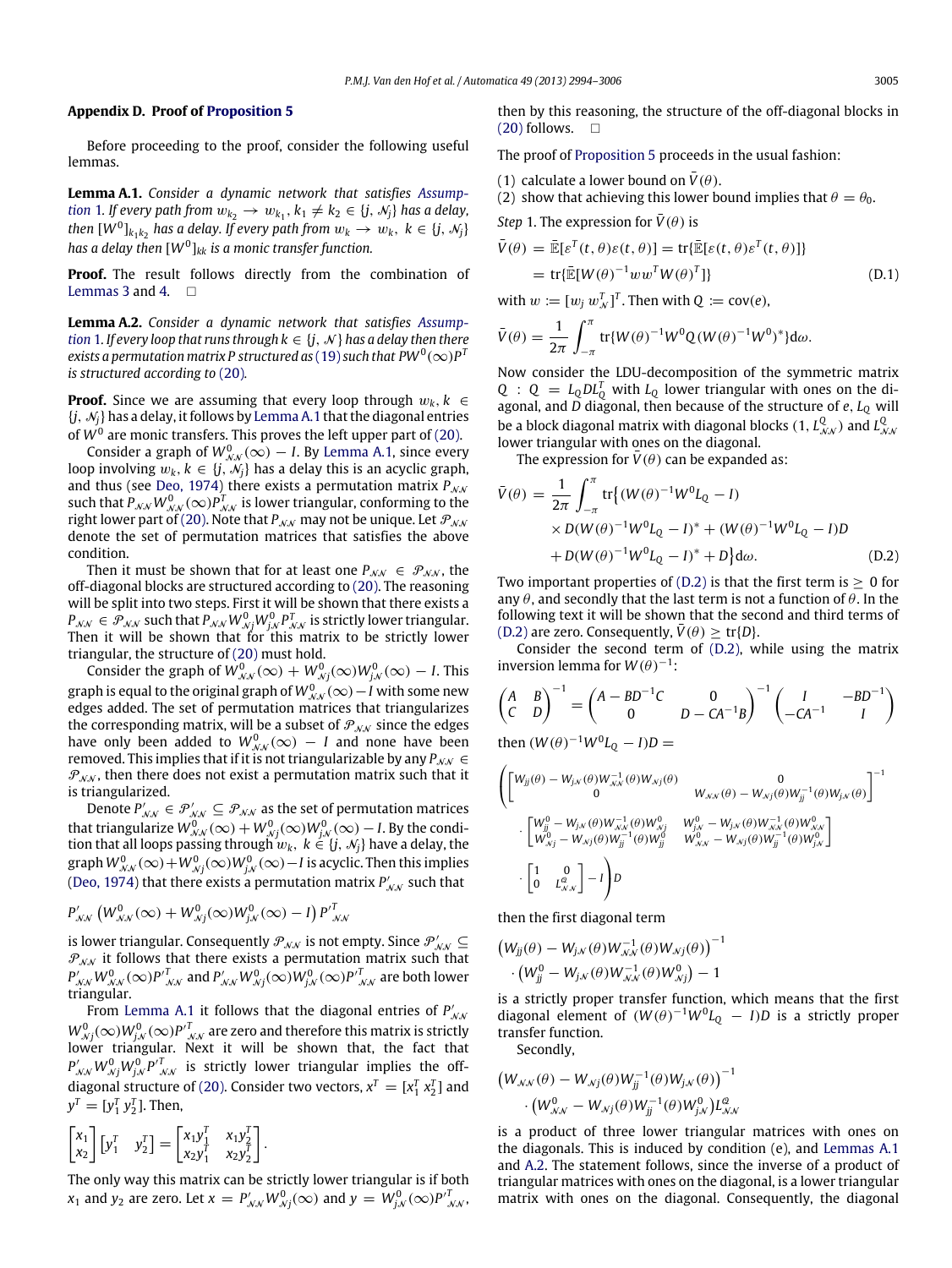## Appendix D. Proof of Proposition 5

Before proceeding to the proof, consider the following useful lemmas.

**Lemma A.1.** *Consider a dynamic network that satisfies Assumption 1. If every path from $w_{k_2} \to w_{k_1}$, $k_1 \neq k_2 \in \{j, \mathcal{N}_j\}$ has a delay, then $[W^0]_{k_1 k_2}$ has a delay. If every path from $w_k \to w_k$, $k \in \{j, \mathcal{N}_j\}$ has a delay then $[W^0]_{kk}$ is a monic transfer function.*

**Proof.** The result follows directly from the combination of Lemmas 3 and 4. □

**Lemma A.2.** *Consider a dynamic network that satisfies Assumption 1. If every loop that runs through $k \in \{j, \mathcal{N}\}$ has a delay then there exists a permutation matrix $P$ structured as (19) such that $PW^0(\infty)P^T$ is structured according to (20).*

**Proof.** Since we are assuming that every loop through $w_k$, $k \in \{j, \mathcal{N}_j\}$ has a delay, it follows by Lemma A.1 that the diagonal entries of $W^0$ are monic transfers. This proves the left upper part of (20).

Consider a graph of $W^0_{\mathcal{N}\mathcal{N}}(\infty) - I$. By Lemma A.1, since every loop involving $w_k$, $k \in \{j, \mathcal{N}_j\}$ has a delay this is an acyclic graph, and thus (see Deo, 1974) there exists a permutation matrix $P_{\mathcal{N}\mathcal{N}}$ such that $P_{\mathcal{N}\mathcal{N}} W^0_{\mathcal{N}\mathcal{N}}(\infty) P^T_{\mathcal{N}\mathcal{N}}$ is lower triangular, conforming to the right lower part of (20). Note that $P_{\mathcal{N}\mathcal{N}}$ may not be unique. Let $\mathcal{P}_{\mathcal{N}\mathcal{N}}$ denote the set of permutation matrices that satisfies the above condition.

Then it must be shown that for at least one $P_{\mathcal{N}\mathcal{N}} \in \mathcal{P}_{\mathcal{N}\mathcal{N}}$, the off-diagonal blocks are structured according to (20). The reasoning will be split into two steps. First it will be shown that there exists a $P_{\mathcal{N}\mathcal{N}} \in \mathcal{P}_{\mathcal{N}\mathcal{N}}$ such that $P_{\mathcal{N}\mathcal{N}} W^0_{\mathcal{N}j} W^0_{j\mathcal{N}} P^T_{\mathcal{N}\mathcal{N}}$ is strictly lower triangular. Then it will be shown that for this matrix to be strictly lower triangular, the structure of (20) must hold.

Consider the graph of $W^0_{\mathcal{N}\mathcal{N}}(\infty) + W^0_{\mathcal{N}j}(\infty) W^0_{j\mathcal{N}}(\infty) - I$. This graph is equal to the original graph of $W^0_{\mathcal{N}\mathcal{N}}(\infty) - I$ with some new edges added. The set of permutation matrices that triangularizes the corresponding matrix, will be a subset of $\mathcal{P}_{\mathcal{N}\mathcal{N}}$ since the edges have only been added to $W^0_{\mathcal{N}\mathcal{N}}(\infty) - I$ and none have been removed. This implies that if it is not triangularizable by any $P_{\mathcal{N}\mathcal{N}} \in \mathcal{P}_{\mathcal{N}\mathcal{N}}$, then there does not exist a permutation matrix such that it is triangularized.

Denote $P'_{\mathcal{N}\mathcal{N}} \in \mathcal{P}'_{\mathcal{N}\mathcal{N}} \subseteq \mathcal{P}_{\mathcal{N}\mathcal{N}}$ as the set of permutation matrices that triangularize $W^0_{\mathcal{N}\mathcal{N}}(\infty) + W^0_{\mathcal{N}j}(\infty) W^0_{j\mathcal{N}}(\infty) - I$. By the condition that all loops passing through $w_k$, $k \in \{j, \mathcal{N}_j\}$ have a delay, the graph $W^0_{\mathcal{N}\mathcal{N}}(\infty) + W^0_{\mathcal{N}j}(\infty) W^0_{j\mathcal{N}}(\infty) - I$ is acyclic. Then this implies (Deo, 1974) that there exists a permutation matrix $P'_{\mathcal{N}\mathcal{N}}$ such that

$$P'_{\mathcal{N}\mathcal{N}} \left( W^0_{\mathcal{N}\mathcal{N}}(\infty) + W^0_{\mathcal{N}j}(\infty) W^0_{j\mathcal{N}}(\infty) - I \right) P'^T_{\mathcal{N}\mathcal{N}}$$

is lower triangular. Consequently $\mathcal{P}_{\mathcal{N}\mathcal{N}}$ is not empty. Since $\mathcal{P}'_{\mathcal{N}\mathcal{N}} \subseteq \mathcal{P}_{\mathcal{N}\mathcal{N}}$ it follows that there exists a permutation matrix such that $P'_{\mathcal{N}\mathcal{N}} W^0_{\mathcal{N}\mathcal{N}}(\infty) P'^T_{\mathcal{N}\mathcal{N}}$ and $P'_{\mathcal{N}\mathcal{N}} W^0_{\mathcal{N}j}(\infty) W^0_{j\mathcal{N}}(\infty) P'^T_{\mathcal{N}\mathcal{N}}$ are both lower triangular.

From Lemma A.1 it follows that the diagonal entries of $P'_{\mathcal{N}\mathcal{N}} W^0_{\mathcal{N}j}(\infty) W^0_{j\mathcal{N}}(\infty) P'^T_{\mathcal{N}\mathcal{N}}$ are zero and therefore this matrix is strictly lower triangular. Next it will be shown that, the fact that $P'_{\mathcal{N}\mathcal{N}} W^0_{\mathcal{N}j} W^0_{j\mathcal{N}} P'^T_{\mathcal{N}\mathcal{N}}$ is strictly lower triangular implies the off-diagonal structure of (20). Consider two vectors, $x^T = [x_1^T\ x_2^T]$ and $y^T = [y_1^T\ y_2^T]$. Then,

$$\begin{bmatrix} x_1 \\ x_2 \end{bmatrix} \begin{bmatrix} y_1^T & y_2^T \end{bmatrix} = \begin{bmatrix} x_1 y_1^T & x_1 y_2^T \\ x_2 y_1^T & x_2 y_2^T \end{bmatrix}.$$

The only way this matrix can be strictly lower triangular is if both $x_1$ and $y_2$ are zero. Let $x = P'_{\mathcal{N}\mathcal{N}} W^0_{\mathcal{N}j}(\infty)$ and $y = W^0_{j\mathcal{N}}(\infty) P'^T_{\mathcal{N}\mathcal{N}}$, then by this reasoning, the structure of the off-diagonal blocks in (20) follows. □

The proof of Proposition 5 proceeds in the usual fashion:

(1) calculate a lower bound on $\bar{V}(\theta)$.
(2) show that achieving this lower bound implies that $\theta = \theta_0$.

*Step* 1. The expression for $\bar{V}(\theta)$ is

$$\begin{aligned} \bar{V}(\theta) &= \bar{\mathbb{E}}[\varepsilon^T(t,\theta)\varepsilon(t,\theta)] = \mathrm{tr}\{\bar{\mathbb{E}}[\varepsilon(t,\theta)\varepsilon^T(t,\theta)]\} \\ &= \mathrm{tr}\{\bar{\mathbb{E}}[W(\theta)^{-1} w w^T W(\theta)^T]\} \end{aligned} \tag{D.1}$$

with $w := [w_j\ w_{\mathcal{N}}^T]^T$. Then with $Q := \mathrm{cov}(e)$,

$$\bar{V}(\theta) = \frac{1}{2\pi} \int_{-\pi}^{\pi} \mathrm{tr}\{W(\theta)^{-1} W^0 Q (W(\theta)^{-1} W^0)^*\} \mathrm{d}\omega.$$

Now consider the LDU-decomposition of the symmetric matrix $Q$ : $Q = L_Q D L_Q^T$ with $L_Q$ lower triangular with ones on the diagonal, and $D$ diagonal, then because of the structure of $e$, $L_Q$ will be a block diagonal matrix with diagonal blocks $(1, L^Q_{\mathcal{N}\mathcal{N}})$ and $L^Q_{\mathcal{N}\mathcal{N}}$ lower triangular with ones on the diagonal.

The expression for $\bar{V}(\theta)$ can be expanded as:

$$\begin{aligned} \bar{V}(\theta) = \frac{1}{2\pi} \int_{-\pi}^{\pi} \mathrm{tr}\big\{ &(W(\theta)^{-1} W^0 L_Q - I) \\ &\times D (W(\theta)^{-1} W^0 L_Q - I)^* + (W(\theta)^{-1} W^0 L_Q - I) D \\ &+ D (W(\theta)^{-1} W^0 L_Q - I)^* + D \big\} \mathrm{d}\omega. \end{aligned} \tag{D.2}$$

Two important properties of (D.2) is that the first term is $\geq 0$ for any $\theta$, and secondly that the last term is not a function of $\theta$. In the following text it will be shown that the second and third terms of (D.2) are zero. Consequently, $\bar{V}(\theta) \geq \mathrm{tr}\{D\}$.

Consider the second term of (D.2), while using the matrix inversion lemma for $W(\theta)^{-1}$:

$$\begin{pmatrix} A & B \\ C & D \end{pmatrix}^{-1} = \begin{pmatrix} A - BD^{-1}C & 0 \\ 0 & D - CA^{-1}B \end{pmatrix}^{-1} \begin{pmatrix} I & -BD^{-1} \\ -CA^{-1} & I \end{pmatrix}$$

then $(W(\theta)^{-1} W^0 L_Q - I) D =$

$$\begin{aligned} &\left( \begin{bmatrix} W_{jj}(\theta) - W_{j\mathcal{N}}(\theta) W^{-1}_{\mathcal{N}\mathcal{N}}(\theta) W_{\mathcal{N}j}(\theta) & 0 \\ 0 & W_{\mathcal{N}\mathcal{N}}(\theta) - W_{\mathcal{N}j}(\theta) W^{-1}_{jj}(\theta) W_{j\mathcal{N}}(\theta) \end{bmatrix}^{-1} \right. \\ &\cdot \begin{bmatrix} W^0_{jj} - W_{j\mathcal{N}}(\theta) W^{-1}_{\mathcal{N}\mathcal{N}}(\theta) W^0_{\mathcal{N}j} & W^0_{j\mathcal{N}} - W_{j\mathcal{N}}(\theta) W^{-1}_{\mathcal{N}\mathcal{N}}(\theta) W^0_{\mathcal{N}\mathcal{N}} \\ W^0_{\mathcal{N}j} - W_{\mathcal{N}j}(\theta) W^{-1}_{jj}(\theta) W^0_{jj} & W^0_{\mathcal{N}\mathcal{N}} - W_{\mathcal{N}j}(\theta) W^{-1}_{jj}(\theta) W^0_{j\mathcal{N}} \end{bmatrix} \\ &\left. \cdot \begin{bmatrix} 1 & 0 \\ 0 & L^Q_{\mathcal{N}\mathcal{N}} \end{bmatrix} - I \right) D \end{aligned}$$

then the first diagonal term

$$\begin{aligned} &\left( W_{jj}(\theta) - W_{j\mathcal{N}}(\theta) W^{-1}_{\mathcal{N}\mathcal{N}}(\theta) W_{\mathcal{N}j}(\theta) \right)^{-1} \\ &\cdot \left( W^0_{jj} - W_{j\mathcal{N}}(\theta) W^{-1}_{\mathcal{N}\mathcal{N}}(\theta) W^0_{\mathcal{N}j} \right) - 1 \end{aligned}$$

is a strictly proper transfer function, which means that the first diagonal element of $(W(\theta)^{-1} W^0 L_Q - I) D$ is a strictly proper transfer function.

Secondly,

$$\begin{aligned} &\left( W_{\mathcal{N}\mathcal{N}}(\theta) - W_{\mathcal{N}j}(\theta) W^{-1}_{jj}(\theta) W_{j\mathcal{N}}(\theta) \right)^{-1} \\ &\cdot \left( W^0_{\mathcal{N}\mathcal{N}} - W_{\mathcal{N}j}(\theta) W^{-1}_{jj}(\theta) W^0_{j\mathcal{N}} \right) L^Q_{\mathcal{N}\mathcal{N}} \end{aligned}$$

is a product of three lower triangular matrices with ones on the diagonals. This is induced by condition (e), and Lemmas A.1 and A.2. The statement follows, since the inverse of a product of triangular matrices with ones on the diagonal, is a lower triangular matrix with ones on the diagonal. Consequently, the diagonal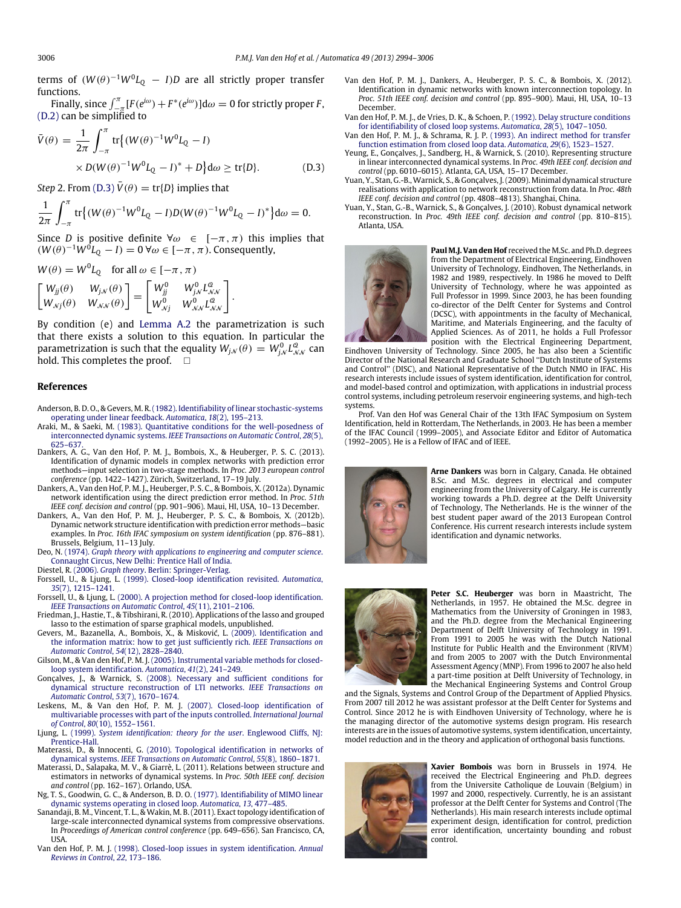terms of $(W(\theta)^{-1}W^0L_Q - I)D$ are all strictly proper transfer functions.

Finally, since $\int_{-\pi}^{\pi}[F(e^{i\omega}) + F^*(e^{i\omega})]d\omega = 0$ for strictly proper $F$, (D.2) can be simplified to

$$\bar{V}(\theta) = \frac{1}{2\pi}\int_{-\pi}^{\pi} \text{tr}\big\{(W(\theta)^{-1}W^0L_Q - I) \times D(W(\theta)^{-1}W^0L_Q - I)^* + D\big\}d\omega \geq \text{tr}\{D\}. \tag{D.3}$$

*Step* 2. From (D.3) $\bar{V}(\theta) = \text{tr}\{D\}$ implies that

$$\frac{1}{2\pi}\int_{-\pi}^{\pi} \text{tr}\big\{(W(\theta)^{-1}W^0L_Q - I)D(W(\theta)^{-1}W^0L_Q - I)^*\big\}d\omega = 0.$$

Since $D$ is positive definite $\forall\omega \in [-\pi, \pi)$ this implies that $(W(\theta)^{-1}W^0L_Q - I) = 0 \; \forall\omega \in [-\pi, \pi)$. Consequently,

$$W(\theta) = W^0L_Q \quad \text{for all } \omega \in [-\pi, \pi)$$

$$\begin{bmatrix} W_{jj}(\theta) & W_{j\mathcal{N}}(\theta) \\ W_{\mathcal{N}j}(\theta) & W_{\mathcal{N}\mathcal{N}}(\theta) \end{bmatrix} = \begin{bmatrix} W_{jj}^0 & W_{j\mathcal{N}}^0 L_{\mathcal{N}\mathcal{N}}^Q \\ W_{\mathcal{N}j}^0 & W_{\mathcal{N}\mathcal{N}}^0 L_{\mathcal{N}\mathcal{N}}^Q \end{bmatrix}.$$

By condition (e) and Lemma A.2 the parametrization is such that there exists a solution to this equation. In particular the parametrization is such that the equality $W_{j\mathcal{N}}(\theta) = W_{j\mathcal{N}}^0 L_{\mathcal{N}\mathcal{N}}^Q$ can hold. This completes the proof. □

## References

Anderson, B. D. O., & Gevers, M. R. (1982). Identifiability of linear stochastic-systems operating under linear feedback. *Automatica*, *18*(2), 195–213.

Araki, M., & Saeki, M. (1983). Quantitative conditions for the well-posedness of interconnected dynamic systems. *IEEE Transactions on Automatic Control*, *28*(5), 625–637.

Dankers, A. G., Van den Hof, P. M. J., Bombois, X., & Heuberger, P. S. C. (2013). Identification of dynamic models in complex networks with prediction error methods—input selection in two-stage methods. In *Proc. 2013 european control conference* (pp. 1422–1427). Zürich, Switzerland, 17–19 July.

Dankers, A., Van den Hof, P. M. J., Heuberger, P. S. C., & Bombois, X. (2012a). Dynamic network identification using the direct prediction error method. In *Proc. 51th IEEE conf. decision and control* (pp. 901–906). Maui, HI, USA, 10–13 December.

Dankers, A., Van den Hof, P. M. J., Heuberger, P. S. C., & Bombois, X. (2012b). Dynamic network structure identification with prediction error methods—basic examples. In *Proc. 16th IFAC symposium on system identification* (pp. 876–881). Brussels, Belgium, 11–13 July.

Deo, N. (1974). *Graph theory with applications to engineering and computer science*. Connaught Circus, New Delhi: Prentice Hall of India.

Diestel, R. (2006). *Graph theory*. Berlin: Springer-Verlag.

Forssell, U., & Ljung, L. (1999). Closed-loop identification revisited. *Automatica*, *35*(7), 1215–1241.

Forssell, U., & Ljung, L. (2000). A projection method for closed-loop identification. *IEEE Transactions on Automatic Control*, *45*(11), 2101–2106.

Friedman, J., Hastie, T., & Tibshirani, R. (2010). Applications of the lasso and grouped lasso to the estimation of sparse graphical models, unpublished.

Gevers, M., Bazanella, A., Bombois, X., & Mišković, L. (2009). Identification and the information matrix: how to get just sufficiently rich. *IEEE Transactions on Automatic Control*, *54*(12), 2828–2840.

Gilson, M., & Van den Hof, P. M. J. (2005). Instrumental variable methods for closed-loop system identification. *Automatica*, *41*(2), 241–249.

Gonçalves, J., & Warnick, S. (2008). Necessary and sufficient conditions for dynamical structure reconstruction of LTI networks. *IEEE Transactions on Automatic Control*, *53*(7), 1670–1674.

Leskens, M., & Van den Hof, P. M. J. (2007). Closed-loop identification of multivariable processes with part of the inputs controlled. *International Journal of Control*, *80*(10), 1552–1561.

Ljung, L. (1999). *System identification: theory for the user*. Englewood Cliffs, NJ: Prentice-Hall.

Materassi, D., & Innocenti, G. (2010). Topological identification in networks of dynamical systems. *IEEE Transactions on Automatic Control*, *55*(8), 1860–1871.

Materassi, D., Salapaka, M. V., & Giarrè, L. (2011). Relations between structure and estimators in networks of dynamical systems. In *Proc. 50th IEEE conf. decision and control* (pp. 162–167). Orlando, USA.

Ng, T. S., Goodwin, G. C., & Anderson, B. D. O. (1977). Identifiability of MIMO linear dynamic systems operating in closed loop. *Automatica*, *13*, 477–485.

Sanandaji, B. M., Vincent, T. L., & Wakin, M. B. (2011). Exact topology identification of large-scale interconnected dynamical systems from compressive observations. In *Proceedings of American control conference* (pp. 649–656). San Francisco, CA, USA.

Van den Hof, P. M. J. (1998). Closed-loop issues in system identification. *Annual Reviews in Control*, *22*, 173–186.

Van den Hof, P. M. J., Dankers, A., Heuberger, P. S. C., & Bombois, X. (2012). Identification in dynamic networks with known interconnection topology. In *Proc. 51th IEEE conf. decision and control* (pp. 895–900). Maui, HI, USA, 10–13 December.

Van den Hof, P. M. J., de Vries, D. K., & Schoen, P. (1992). Delay structure conditions for identifiability of closed loop systems. *Automatica*, *28*(5), 1047–1050.

Van den Hof, P. M. J., & Schrama, R. J. P. (1993). An indirect method for transfer function estimation from closed loop data. *Automatica*, *29*(6), 1523–1527.

Yeung, E., Gonçalves, J., Sandberg, H., & Warnick, S. (2010). Representing structure in linear interconnected dynamical systems. In *Proc. 49th IEEE conf. decision and control* (pp. 6010–6015). Atlanta, GA, USA, 15–17 December.

Yuan, Y., Stan, G.-B., Warnick, S., & Gonçalves, J. (2009). Minimal dynamical structure realisations with application to network reconstruction from data. In *Proc. 48th IEEE conf. decision and control* (pp. 4808–4813). Shanghai, China.

Yuan, Y., Stan, G.-B., Warnick, S., & Gonçalves, J. (2010). Robust dynamical network reconstruction. In *Proc. 49th IEEE conf. decision and control* (pp. 810–815). Atlanta, USA.

**Paul M.J. Van den Hof** received the M.Sc. and Ph.D. degrees from the Department of Electrical Engineering, Eindhoven University of Technology, Eindhoven, The Netherlands, in 1982 and 1989, respectively. In 1986 he moved to Delft University of Technology, where he was appointed as Full Professor in 1999. Since 2003, he has been founding co-director of the Delft Center for Systems and Control (DCSC), with appointments in the faculty of Mechanical, Maritime, and Materials Engineering, and the faculty of Applied Sciences. As of 2011, he holds a Full Professor position with the Electrical Engineering Department, Eindhoven University of Technology. Since 2005, he has also been a Scientific Director of the National Research and Graduate School "Dutch Institute of Systems and Control" (DISC), and National Representative of the Dutch NMO in IFAC. His research interests include issues of system identification, identification for control, and model-based control and optimization, with applications in industrial process control systems, including petroleum reservoir engineering systems, and high-tech systems.

Prof. Van den Hof was General Chair of the 13th IFAC Symposium on System Identification, held in Rotterdam, The Netherlands, in 2003. He has been a member of the IFAC Council (1999–2005), and Associate Editor and Editor of Automatica (1992–2005). He is a Fellow of IFAC and of IEEE.

**Arne Dankers** was born in Calgary, Canada. He obtained B.Sc. and M.Sc. degrees in electrical and computer engineering from the University of Calgary. He is currently working towards a Ph.D. degree at the Delft University of Technology, The Netherlands. He is the winner of the best student paper award of the 2013 European Control Conference. His current research interests include system identification and dynamic networks.

**Peter S.C. Heuberger** was born in Maastricht, The Netherlands, in 1957. He obtained the M.Sc. degree in Mathematics from the University of Groningen in 1983, and the Ph.D. degree from the Mechanical Engineering Department of Delft University of Technology in 1991. From 1991 to 2005 he was with the Dutch National Institute for Public Health and the Environment (RIVM) and from 2005 to 2007 with the Dutch Environmental Assessment Agency (MNP). From 1996 to 2007 he also held a part-time position at Delft University of Technology, in the Mechanical Engineering Systems and Control Group and the Signals, Systems and Control Group of the Department of Applied Physics. From 2007 till 2012 he was assistant professor at the Delft Center for Systems and Control. Since 2012 he is with Eindhoven University of Technology, where he is the managing director of the automotive systems design program. His research interests are in the issues of automotive systems, system identification, uncertainty, model reduction and in the theory and application of orthogonal basis functions.

**Xavier Bombois** was born in Brussels in 1974. He received the Electrical Engineering and Ph.D. degrees from the Universite Catholique de Louvain (Belgium) in 1997 and 2000, respectively. Currently, he is an assistant professor at the Delft Center for Systems and Control (The Netherlands). His main research interests include optimal experiment design, identification for control, prediction error identification, uncertainty bounding and robust control.